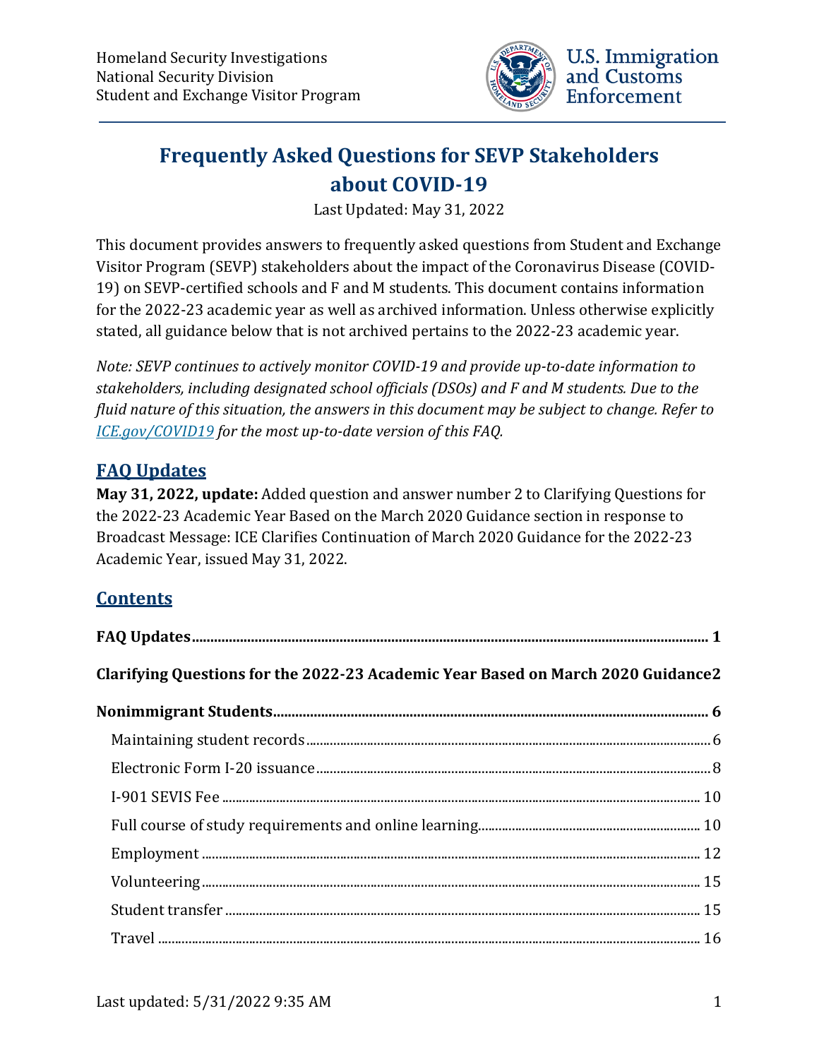Homeland Security Investigations
National Security Division
Student and Exchange Visitor Program

U.S. Immigration and Customs Enforcement

# Frequently Asked Questions for SEVP Stakeholders about COVID-19

Last Updated: May 31, 2022

This document provides answers to frequently asked questions from Student and Exchange Visitor Program (SEVP) stakeholders about the impact of the Coronavirus Disease (COVID-19) on SEVP-certified schools and F and M students. This document contains information for the 2022-23 academic year as well as archived information. Unless otherwise explicitly stated, all guidance below that is not archived pertains to the 2022-23 academic year.

*Note: SEVP continues to actively monitor COVID-19 and provide up-to-date information to stakeholders, including designated school officials (DSOs) and F and M students. Due to the fluid nature of this situation, the answers in this document may be subject to change. Refer to [ICE.gov/COVID19](ICE.gov/COVID19) for the most up-to-date version of this FAQ.*

## FAQ Updates

**May 31, 2022, update:** Added question and answer number 2 to Clarifying Questions for the 2022-23 Academic Year Based on the March 2020 Guidance section in response to Broadcast Message: ICE Clarifies Continuation of March 2020 Guidance for the 2022-23 Academic Year, issued May 31, 2022.

## Contents

**FAQ Updates** ..... **1**

**Clarifying Questions for the 2022-23 Academic Year Based on March 2020 Guidance** **2**

**Nonimmigrant Students** ..... **6**

- Maintaining student records ..... 6
- Electronic Form I-20 issuance ..... 8
- I-901 SEVIS Fee ..... 10
- Full course of study requirements and online learning ..... 10
- Employment ..... 12
- Volunteering ..... 15
- Student transfer ..... 15
- Travel ..... 16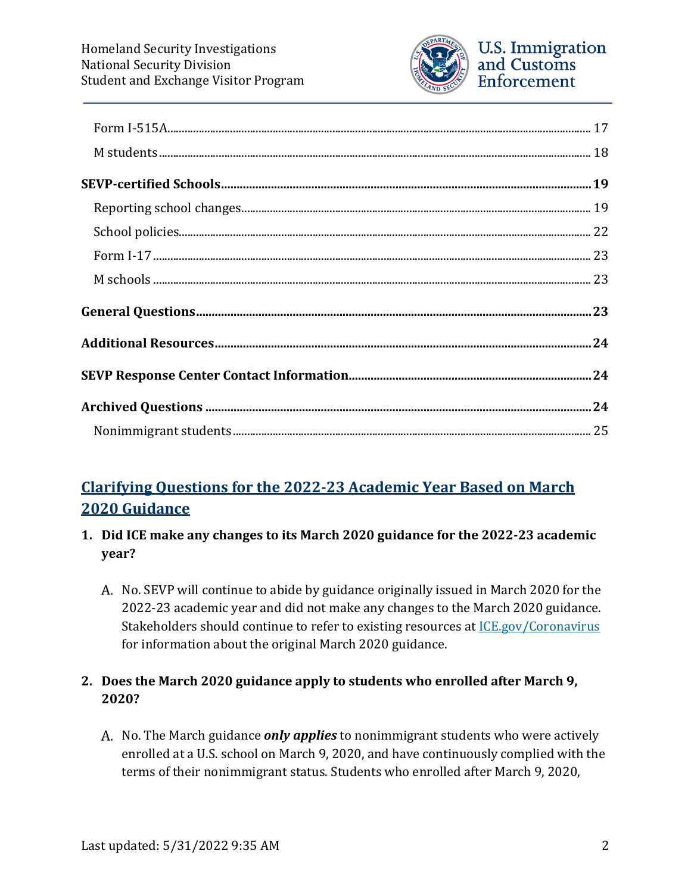Form I-515A .................................................................................................................................... 17

M students ...................................................................................................................................... 18

**SEVP-certified Schools ..................................................................................................................... 19**

Reporting school changes ........................................................................................................... 19

School policies ................................................................................................................................ 22

Form I-17 ......................................................................................................................................... 23

M schools ........................................................................................................................................ 23

**General Questions ............................................................................................................................ 23**

**Additional Resources ........................................................................................................................ 24**

**SEVP Response Center Contact Information ............................................................................. 24**

**Archived Questions ........................................................................................................................... 24**

Nonimmigrant students ............................................................................................................... 25

## Clarifying Questions for the 2022-23 Academic Year Based on March 2020 Guidance

1. **Did ICE make any changes to its March 2020 guidance for the 2022-23 academic year?**

   A. No. SEVP will continue to abide by guidance originally issued in March 2020 for the 2022-23 academic year and did not make any changes to the March 2020 guidance. Stakeholders should continue to refer to existing resources at ICE.gov/Coronavirus for information about the original March 2020 guidance.

2. **Does the March 2020 guidance apply to students who enrolled after March 9, 2020?**

   A. No. The March guidance ***only applies*** to nonimmigrant students who were actively enrolled at a U.S. school on March 9, 2020, and have continuously complied with the terms of their nonimmigrant status. Students who enrolled after March 9, 2020,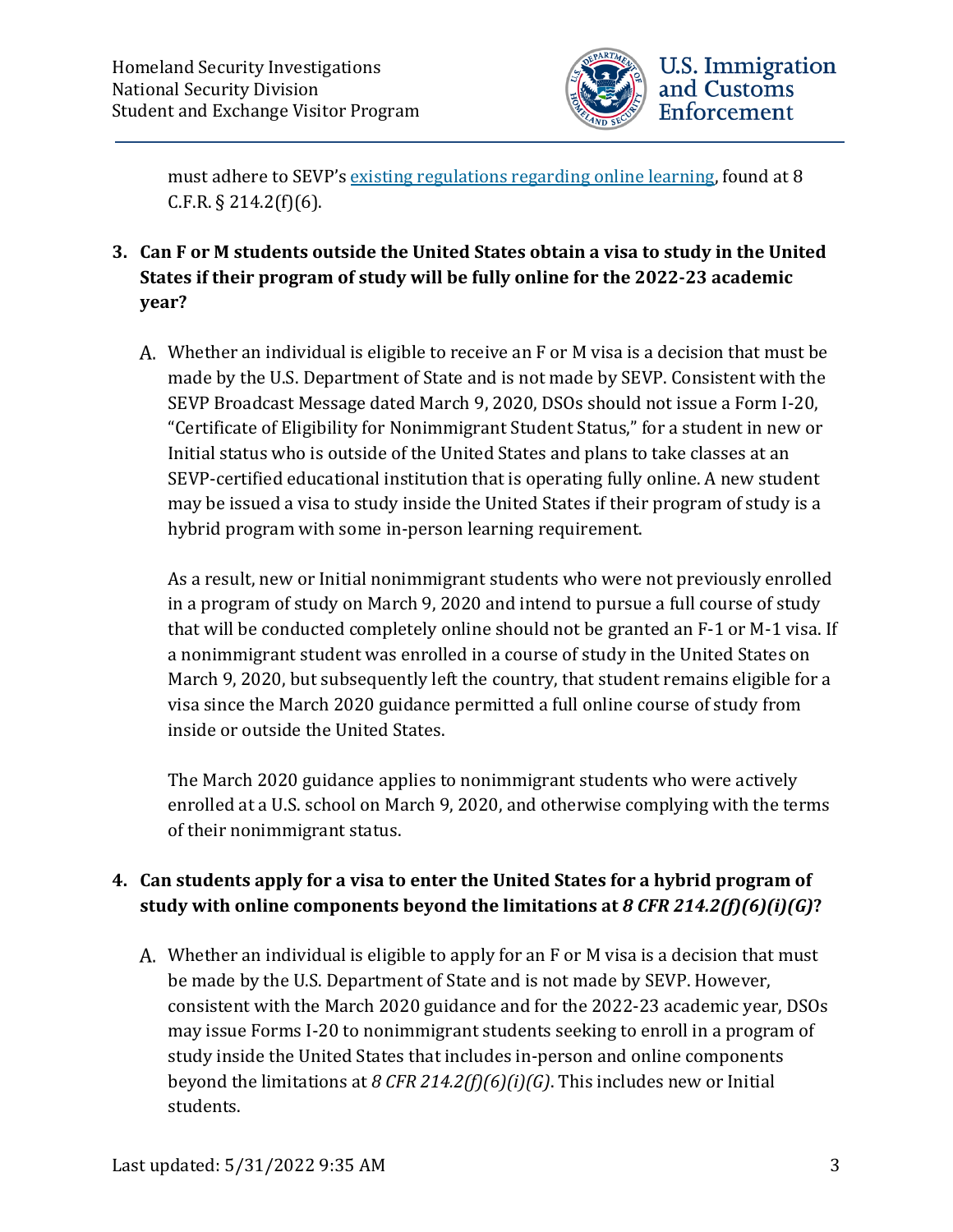must adhere to SEVP's [existing regulations regarding online learning](), found at 8 C.F.R. § 214.2(f)(6).

**3. Can F or M students outside the United States obtain a visa to study in the United States if their program of study will be fully online for the 2022-23 academic year?**

A. Whether an individual is eligible to receive an F or M visa is a decision that must be made by the U.S. Department of State and is not made by SEVP. Consistent with the SEVP Broadcast Message dated March 9, 2020, DSOs should not issue a Form I-20, "Certificate of Eligibility for Nonimmigrant Student Status," for a student in new or Initial status who is outside of the United States and plans to take classes at an SEVP-certified educational institution that is operating fully online. A new student may be issued a visa to study inside the United States if their program of study is a hybrid program with some in-person learning requirement.

As a result, new or Initial nonimmigrant students who were not previously enrolled in a program of study on March 9, 2020 and intend to pursue a full course of study that will be conducted completely online should not be granted an F-1 or M-1 visa. If a nonimmigrant student was enrolled in a course of study in the United States on March 9, 2020, but subsequently left the country, that student remains eligible for a visa since the March 2020 guidance permitted a full online course of study from inside or outside the United States.

The March 2020 guidance applies to nonimmigrant students who were actively enrolled at a U.S. school on March 9, 2020, and otherwise complying with the terms of their nonimmigrant status.

**4. Can students apply for a visa to enter the United States for a hybrid program of study with online components beyond the limitations at *8 CFR 214.2(f)(6)(i)(G)*?**

A. Whether an individual is eligible to apply for an F or M visa is a decision that must be made by the U.S. Department of State and is not made by SEVP. However, consistent with the March 2020 guidance and for the 2022-23 academic year, DSOs may issue Forms I-20 to nonimmigrant students seeking to enroll in a program of study inside the United States that includes in-person and online components beyond the limitations at *8 CFR 214.2(f)(6)(i)(G)*. This includes new or Initial students.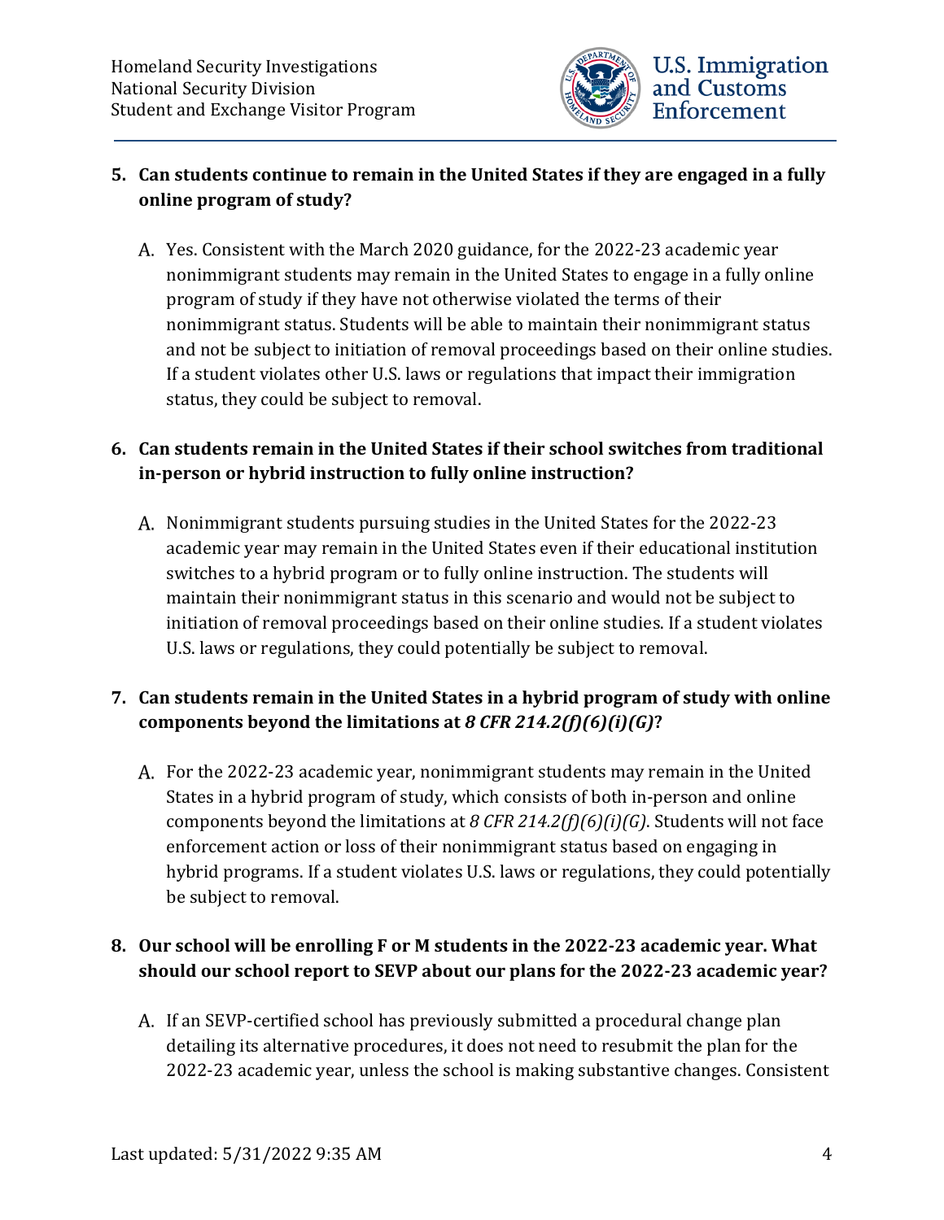**5. Can students continue to remain in the United States if they are engaged in a fully online program of study?**

A. Yes. Consistent with the March 2020 guidance, for the 2022-23 academic year nonimmigrant students may remain in the United States to engage in a fully online program of study if they have not otherwise violated the terms of their nonimmigrant status. Students will be able to maintain their nonimmigrant status and not be subject to initiation of removal proceedings based on their online studies. If a student violates other U.S. laws or regulations that impact their immigration status, they could be subject to removal.

**6. Can students remain in the United States if their school switches from traditional in-person or hybrid instruction to fully online instruction?**

A. Nonimmigrant students pursuing studies in the United States for the 2022-23 academic year may remain in the United States even if their educational institution switches to a hybrid program or to fully online instruction. The students will maintain their nonimmigrant status in this scenario and would not be subject to initiation of removal proceedings based on their online studies. If a student violates U.S. laws or regulations, they could potentially be subject to removal.

**7. Can students remain in the United States in a hybrid program of study with online components beyond the limitations at *8 CFR 214.2(f)(6)(i)(G)*?**

A. For the 2022-23 academic year, nonimmigrant students may remain in the United States in a hybrid program of study, which consists of both in-person and online components beyond the limitations at *8 CFR 214.2(f)(6)(i)(G)*. Students will not face enforcement action or loss of their nonimmigrant status based on engaging in hybrid programs. If a student violates U.S. laws or regulations, they could potentially be subject to removal.

**8. Our school will be enrolling F or M students in the 2022-23 academic year. What should our school report to SEVP about our plans for the 2022-23 academic year?**

A. If an SEVP-certified school has previously submitted a procedural change plan detailing its alternative procedures, it does not need to resubmit the plan for the 2022-23 academic year, unless the school is making substantive changes. Consistent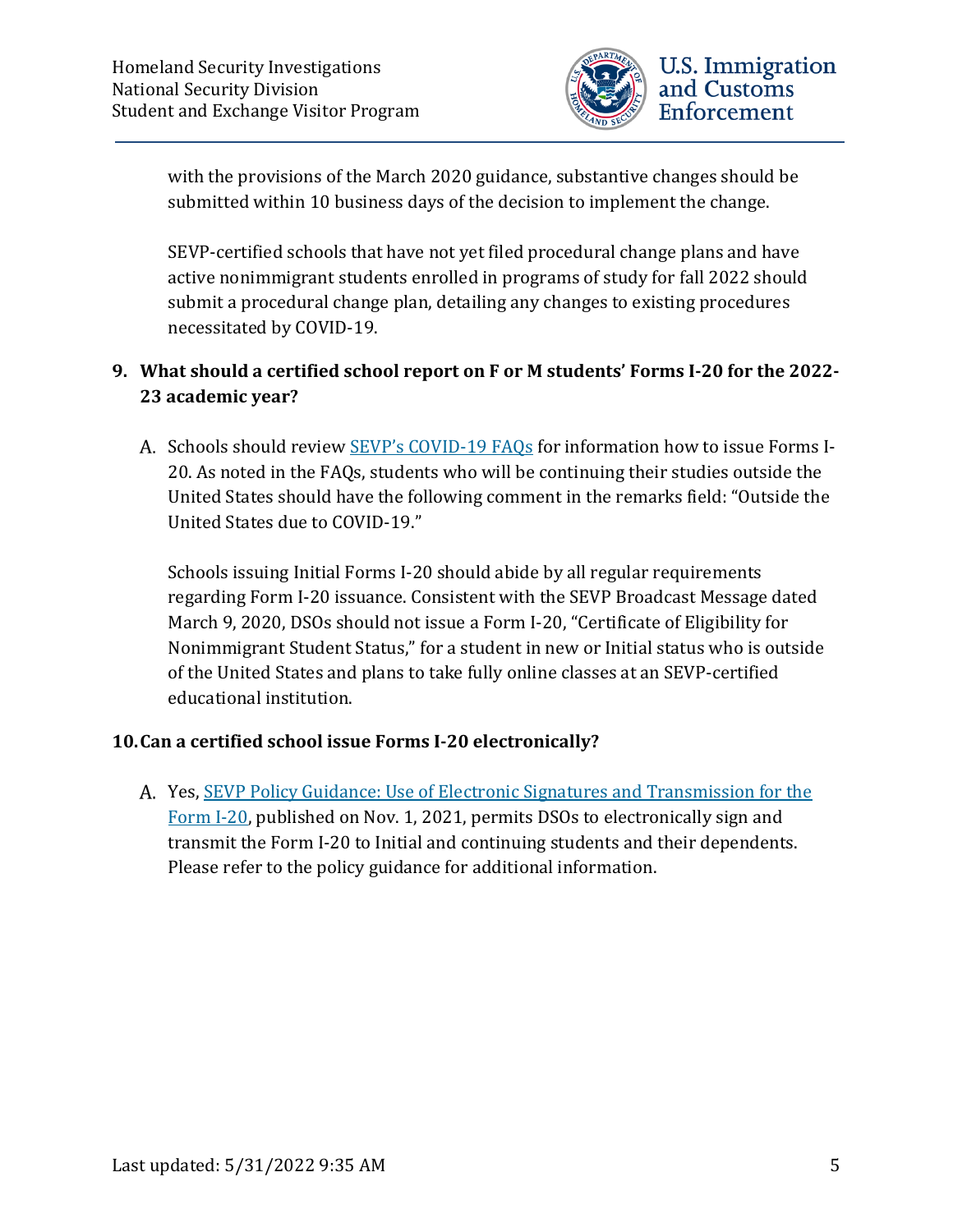with the provisions of the March 2020 guidance, substantive changes should be submitted within 10 business days of the decision to implement the change.

SEVP-certified schools that have not yet filed procedural change plans and have active nonimmigrant students enrolled in programs of study for fall 2022 should submit a procedural change plan, detailing any changes to existing procedures necessitated by COVID-19.

**9. What should a certified school report on F or M students' Forms I-20 for the 2022-23 academic year?**

A. Schools should review [SEVP's COVID-19 FAQs](SEVP's COVID-19 FAQs) for information how to issue Forms I-20. As noted in the FAQs, students who will be continuing their studies outside the United States should have the following comment in the remarks field: "Outside the United States due to COVID-19."

Schools issuing Initial Forms I-20 should abide by all regular requirements regarding Form I-20 issuance. Consistent with the SEVP Broadcast Message dated March 9, 2020, DSOs should not issue a Form I-20, "Certificate of Eligibility for Nonimmigrant Student Status," for a student in new or Initial status who is outside of the United States and plans to take fully online classes at an SEVP-certified educational institution.

**10. Can a certified school issue Forms I-20 electronically?**

A. Yes, [SEVP Policy Guidance: Use of Electronic Signatures and Transmission for the Form I-20](SEVP Policy Guidance: Use of Electronic Signatures and Transmission for the Form I-20), published on Nov. 1, 2021, permits DSOs to electronically sign and transmit the Form I-20 to Initial and continuing students and their dependents. Please refer to the policy guidance for additional information.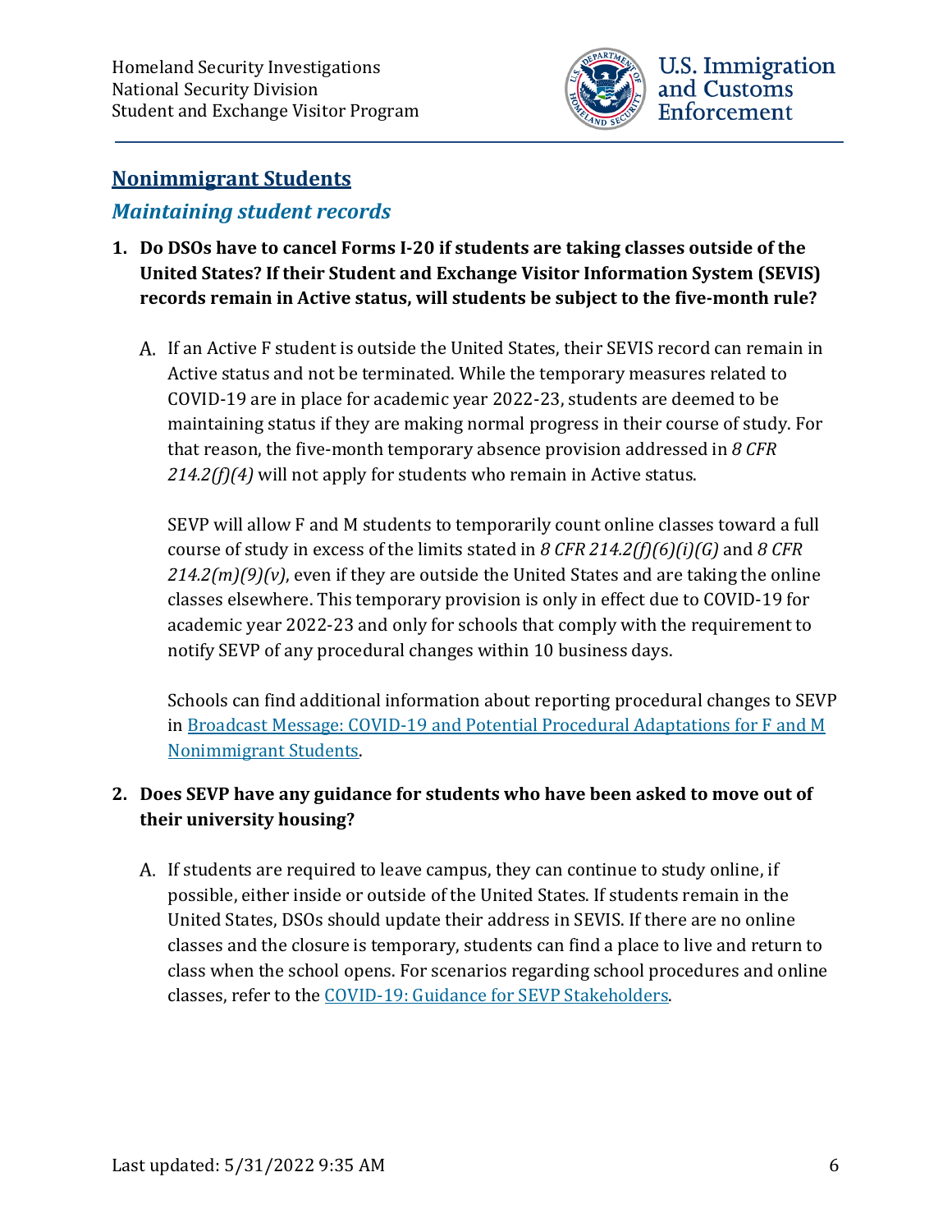## Nonimmigrant Students

### *Maintaining student records*

1. **Do DSOs have to cancel Forms I-20 if students are taking classes outside of the United States? If their Student and Exchange Visitor Information System (SEVIS) records remain in Active status, will students be subject to the five-month rule?**

   A. If an Active F student is outside the United States, their SEVIS record can remain in Active status and not be terminated. While the temporary measures related to COVID-19 are in place for academic year 2022-23, students are deemed to be maintaining status if they are making normal progress in their course of study. For that reason, the five-month temporary absence provision addressed in *8 CFR 214.2(f)(4)* will not apply for students who remain in Active status.

   SEVP will allow F and M students to temporarily count online classes toward a full course of study in excess of the limits stated in *8 CFR 214.2(f)(6)(i)(G)* and *8 CFR 214.2(m)(9)(v)*, even if they are outside the United States and are taking the online classes elsewhere. This temporary provision is only in effect due to COVID-19 for academic year 2022-23 and only for schools that comply with the requirement to notify SEVP of any procedural changes within 10 business days.

   Schools can find additional information about reporting procedural changes to SEVP in [Broadcast Message: COVID-19 and Potential Procedural Adaptations for F and M Nonimmigrant Students]().

2. **Does SEVP have any guidance for students who have been asked to move out of their university housing?**

   A. If students are required to leave campus, they can continue to study online, if possible, either inside or outside of the United States. If students remain in the United States, DSOs should update their address in SEVIS. If there are no online classes and the closure is temporary, students can find a place to live and return to class when the school opens. For scenarios regarding school procedures and online classes, refer to the [COVID-19: Guidance for SEVP Stakeholders]().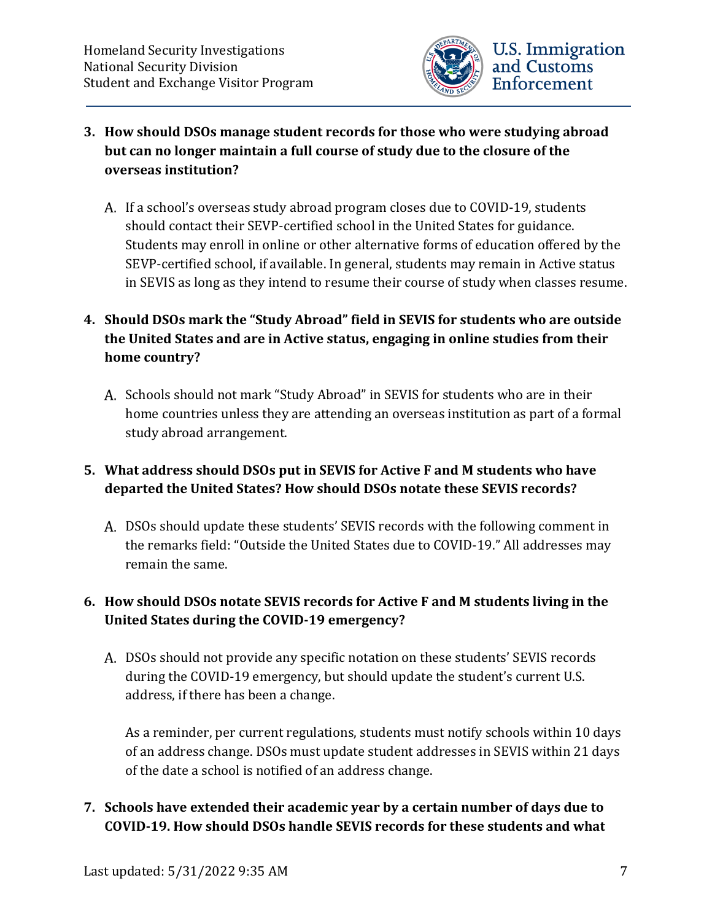**3. How should DSOs manage student records for those who were studying abroad but can no longer maintain a full course of study due to the closure of the overseas institution?**

A. If a school's overseas study abroad program closes due to COVID-19, students should contact their SEVP-certified school in the United States for guidance. Students may enroll in online or other alternative forms of education offered by the SEVP-certified school, if available. In general, students may remain in Active status in SEVIS as long as they intend to resume their course of study when classes resume.

**4. Should DSOs mark the "Study Abroad" field in SEVIS for students who are outside the United States and are in Active status, engaging in online studies from their home country?**

A. Schools should not mark "Study Abroad" in SEVIS for students who are in their home countries unless they are attending an overseas institution as part of a formal study abroad arrangement.

**5. What address should DSOs put in SEVIS for Active F and M students who have departed the United States? How should DSOs notate these SEVIS records?**

A. DSOs should update these students' SEVIS records with the following comment in the remarks field: "Outside the United States due to COVID-19." All addresses may remain the same.

**6. How should DSOs notate SEVIS records for Active F and M students living in the United States during the COVID-19 emergency?**

A. DSOs should not provide any specific notation on these students' SEVIS records during the COVID-19 emergency, but should update the student's current U.S. address, if there has been a change.

As a reminder, per current regulations, students must notify schools within 10 days of an address change. DSOs must update student addresses in SEVIS within 21 days of the date a school is notified of an address change.

**7. Schools have extended their academic year by a certain number of days due to COVID-19. How should DSOs handle SEVIS records for these students and what**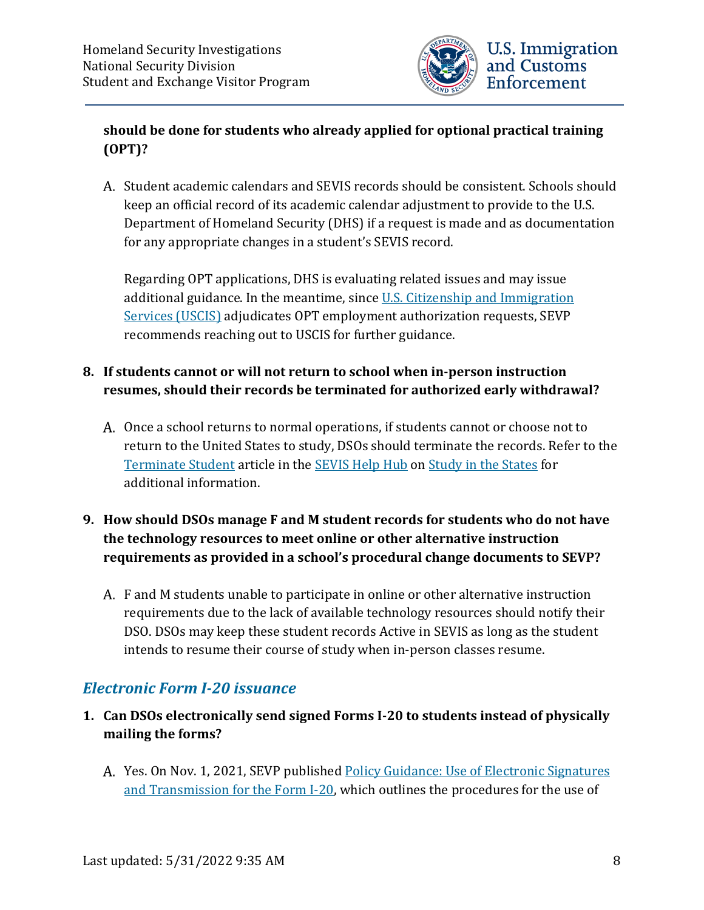**should be done for students who already applied for optional practical training (OPT)?**

A. Student academic calendars and SEVIS records should be consistent. Schools should keep an official record of its academic calendar adjustment to provide to the U.S. Department of Homeland Security (DHS) if a request is made and as documentation for any appropriate changes in a student's SEVIS record.

   Regarding OPT applications, DHS is evaluating related issues and may issue additional guidance. In the meantime, since U.S. Citizenship and Immigration Services (USCIS) adjudicates OPT employment authorization requests, SEVP recommends reaching out to USCIS for further guidance.

8. **If students cannot or will not return to school when in-person instruction resumes, should their records be terminated for authorized early withdrawal?**

   A. Once a school returns to normal operations, if students cannot or choose not to return to the United States to study, DSOs should terminate the records. Refer to the Terminate Student article in the SEVIS Help Hub on Study in the States for additional information.

9. **How should DSOs manage F and M student records for students who do not have the technology resources to meet online or other alternative instruction requirements as provided in a school's procedural change documents to SEVP?**

   A. F and M students unable to participate in online or other alternative instruction requirements due to the lack of available technology resources should notify their DSO. DSOs may keep these student records Active in SEVIS as long as the student intends to resume their course of study when in-person classes resume.

## *Electronic Form I-20 issuance*

1. **Can DSOs electronically send signed Forms I-20 to students instead of physically mailing the forms?**

   A. Yes. On Nov. 1, 2021, SEVP published Policy Guidance: Use of Electronic Signatures and Transmission for the Form I-20, which outlines the procedures for the use of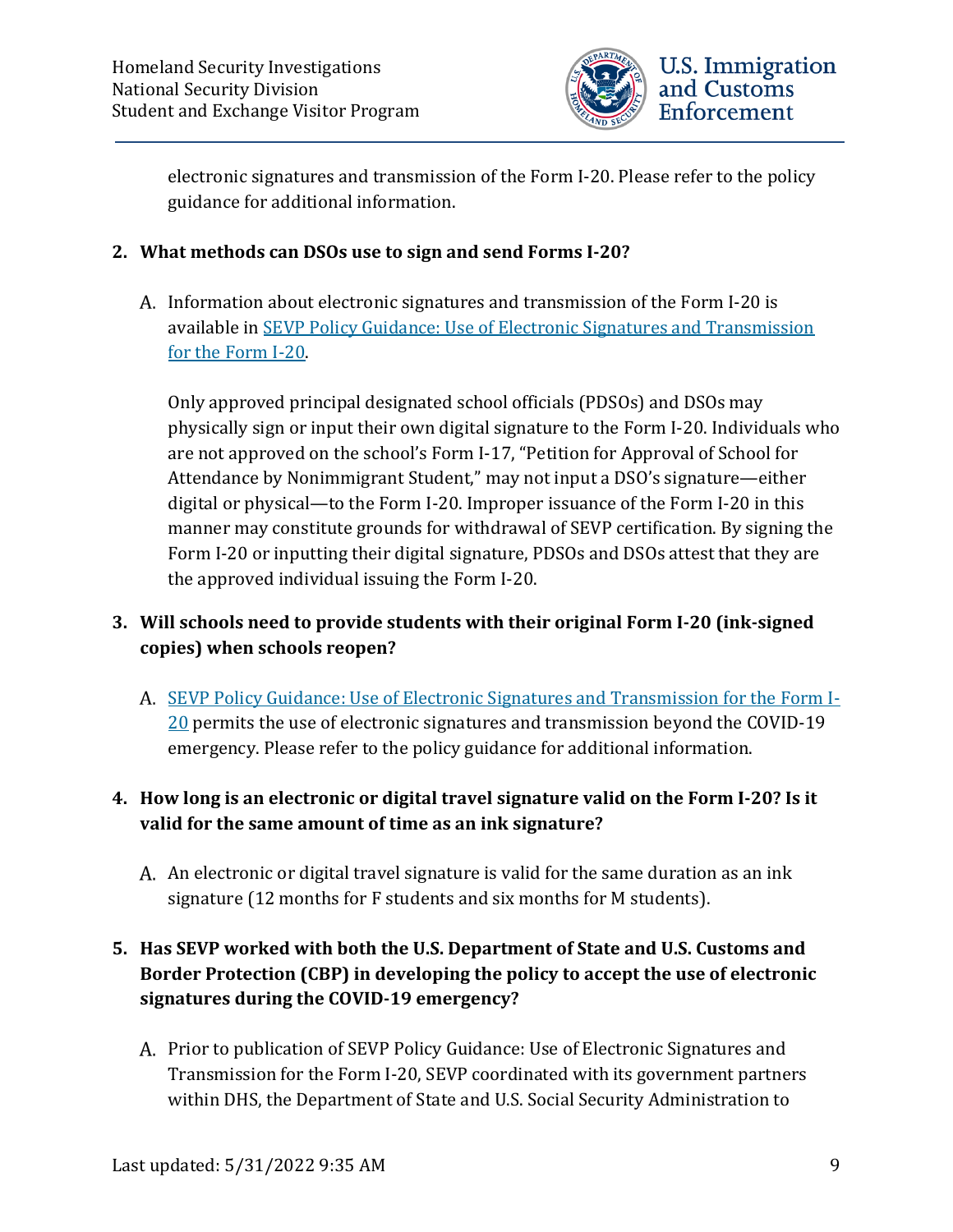electronic signatures and transmission of the Form I-20. Please refer to the policy guidance for additional information.

**2. What methods can DSOs use to sign and send Forms I-20?**

A. Information about electronic signatures and transmission of the Form I-20 is available in [SEVP Policy Guidance: Use of Electronic Signatures and Transmission for the Form I-20](#).

Only approved principal designated school officials (PDSOs) and DSOs may physically sign or input their own digital signature to the Form I-20. Individuals who are not approved on the school's Form I-17, "Petition for Approval of School for Attendance by Nonimmigrant Student," may not input a DSO's signature—either digital or physical—to the Form I-20. Improper issuance of the Form I-20 in this manner may constitute grounds for withdrawal of SEVP certification. By signing the Form I-20 or inputting their digital signature, PDSOs and DSOs attest that they are the approved individual issuing the Form I-20.

**3. Will schools need to provide students with their original Form I-20 (ink-signed copies) when schools reopen?**

A. [SEVP Policy Guidance: Use of Electronic Signatures and Transmission for the Form I-20](#) permits the use of electronic signatures and transmission beyond the COVID-19 emergency. Please refer to the policy guidance for additional information.

**4. How long is an electronic or digital travel signature valid on the Form I-20? Is it valid for the same amount of time as an ink signature?**

A. An electronic or digital travel signature is valid for the same duration as an ink signature (12 months for F students and six months for M students).

**5. Has SEVP worked with both the U.S. Department of State and U.S. Customs and Border Protection (CBP) in developing the policy to accept the use of electronic signatures during the COVID-19 emergency?**

A. Prior to publication of SEVP Policy Guidance: Use of Electronic Signatures and Transmission for the Form I-20, SEVP coordinated with its government partners within DHS, the Department of State and U.S. Social Security Administration to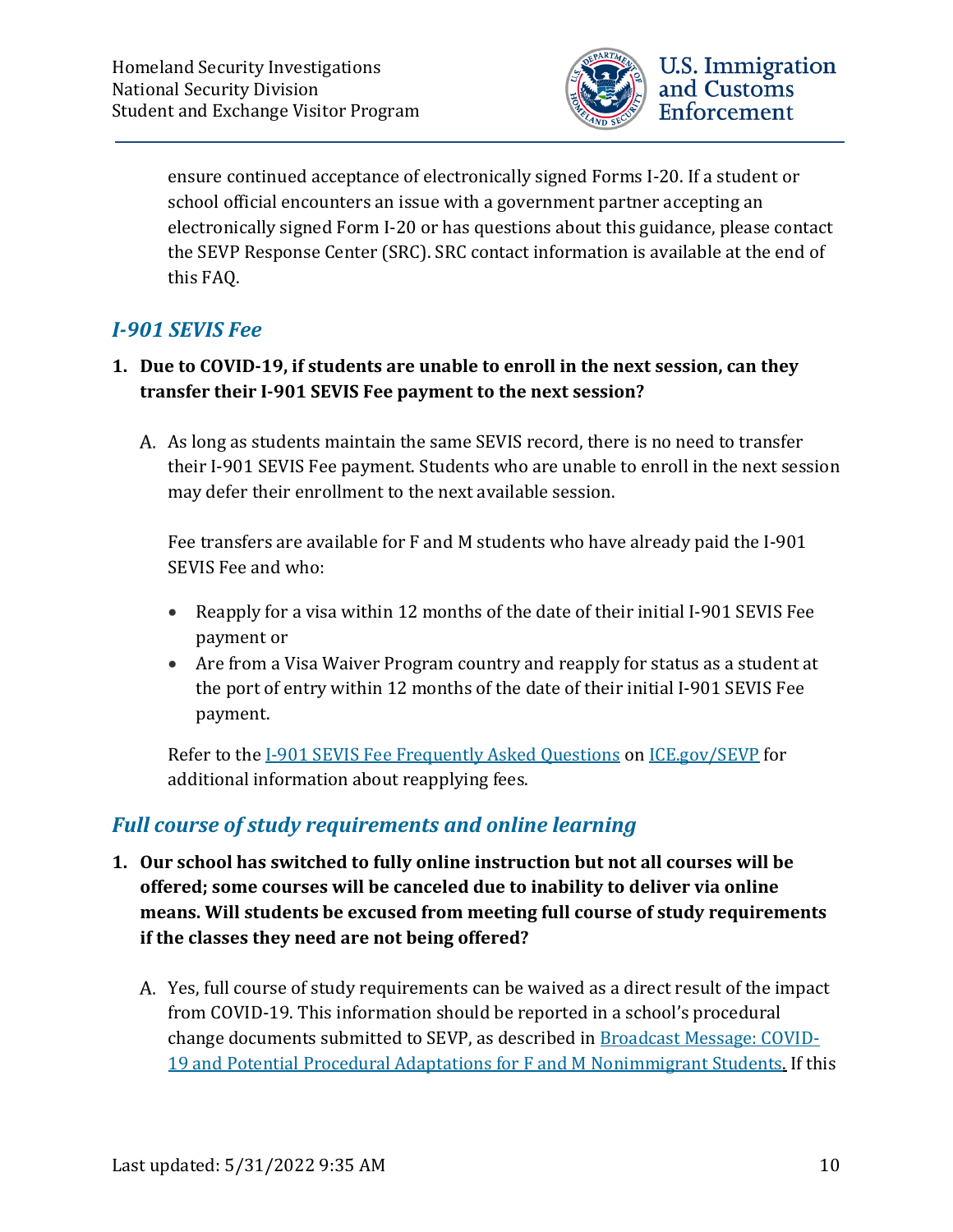ensure continued acceptance of electronically signed Forms I-20. If a student or school official encounters an issue with a government partner accepting an electronically signed Form I-20 or has questions about this guidance, please contact the SEVP Response Center (SRC). SRC contact information is available at the end of this FAQ.

## *I-901 SEVIS Fee*

1. **Due to COVID-19, if students are unable to enroll in the next session, can they transfer their I-901 SEVIS Fee payment to the next session?**

   A. As long as students maintain the same SEVIS record, there is no need to transfer their I-901 SEVIS Fee payment. Students who are unable to enroll in the next session may defer their enrollment to the next available session.

   Fee transfers are available for F and M students who have already paid the I-901 SEVIS Fee and who:

   - Reapply for a visa within 12 months of the date of their initial I-901 SEVIS Fee payment or
   - Are from a Visa Waiver Program country and reapply for status as a student at the port of entry within 12 months of the date of their initial I-901 SEVIS Fee payment.

   Refer to the [I-901 SEVIS Fee Frequently Asked Questions](#) on [ICE.gov/SEVP](#) for additional information about reapplying fees.

## *Full course of study requirements and online learning*

1. **Our school has switched to fully online instruction but not all courses will be offered; some courses will be canceled due to inability to deliver via online means. Will students be excused from meeting full course of study requirements if the classes they need are not being offered?**

   A. Yes, full course of study requirements can be waived as a direct result of the impact from COVID-19. This information should be reported in a school's procedural change documents submitted to SEVP, as described in [Broadcast Message: COVID-19 and Potential Procedural Adaptations for F and M Nonimmigrant Students.](#) If this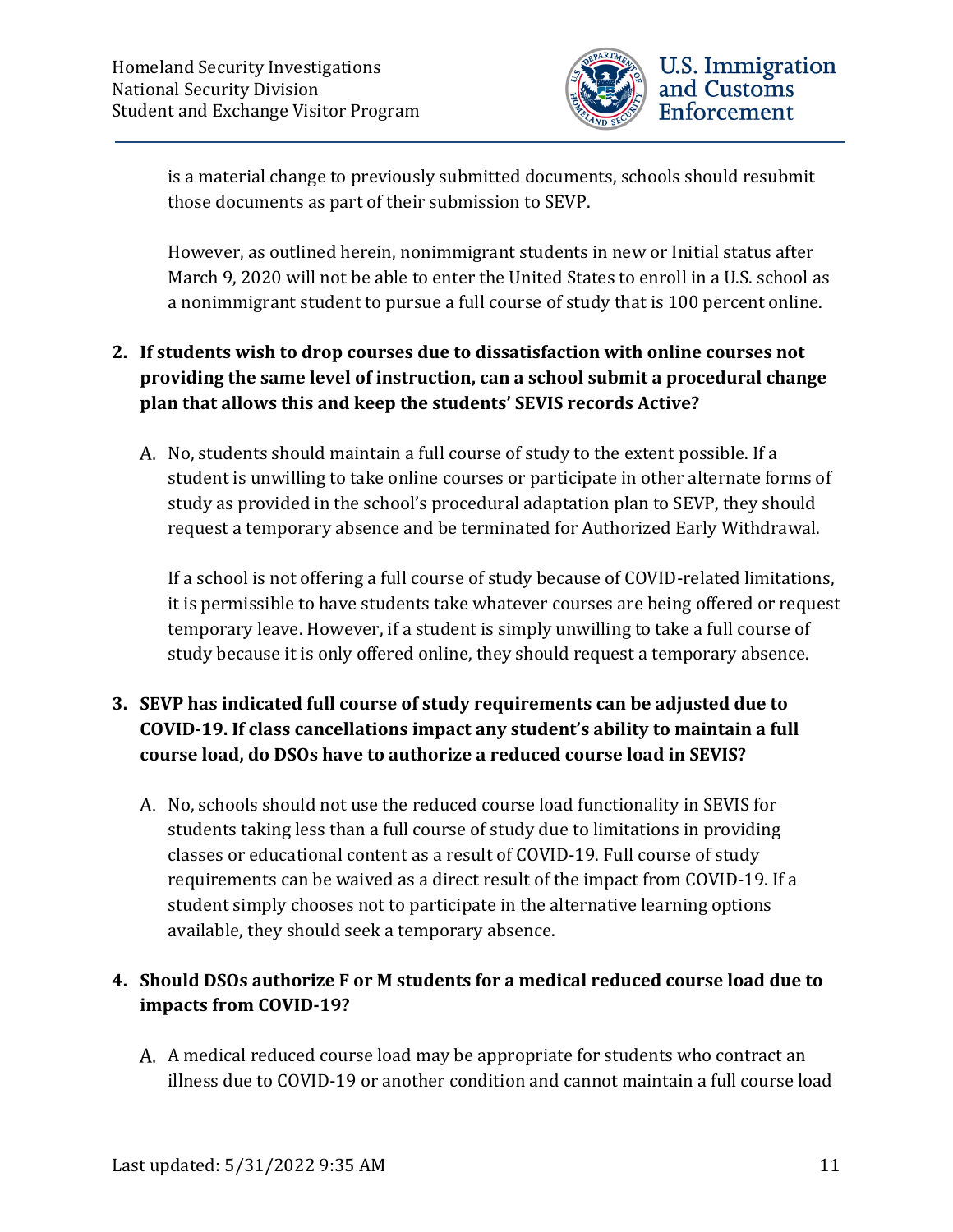is a material change to previously submitted documents, schools should resubmit those documents as part of their submission to SEVP.

However, as outlined herein, nonimmigrant students in new or Initial status after March 9, 2020 will not be able to enter the United States to enroll in a U.S. school as a nonimmigrant student to pursue a full course of study that is 100 percent online.

2. **If students wish to drop courses due to dissatisfaction with online courses not providing the same level of instruction, can a school submit a procedural change plan that allows this and keep the students' SEVIS records Active?**

   A. No, students should maintain a full course of study to the extent possible. If a student is unwilling to take online courses or participate in other alternate forms of study as provided in the school's procedural adaptation plan to SEVP, they should request a temporary absence and be terminated for Authorized Early Withdrawal.

   If a school is not offering a full course of study because of COVID-related limitations, it is permissible to have students take whatever courses are being offered or request temporary leave. However, if a student is simply unwilling to take a full course of study because it is only offered online, they should request a temporary absence.

3. **SEVP has indicated full course of study requirements can be adjusted due to COVID-19. If class cancellations impact any student's ability to maintain a full course load, do DSOs have to authorize a reduced course load in SEVIS?**

   A. No, schools should not use the reduced course load functionality in SEVIS for students taking less than a full course of study due to limitations in providing classes or educational content as a result of COVID-19. Full course of study requirements can be waived as a direct result of the impact from COVID-19. If a student simply chooses not to participate in the alternative learning options available, they should seek a temporary absence.

4. **Should DSOs authorize F or M students for a medical reduced course load due to impacts from COVID-19?**

   A. A medical reduced course load may be appropriate for students who contract an illness due to COVID-19 or another condition and cannot maintain a full course load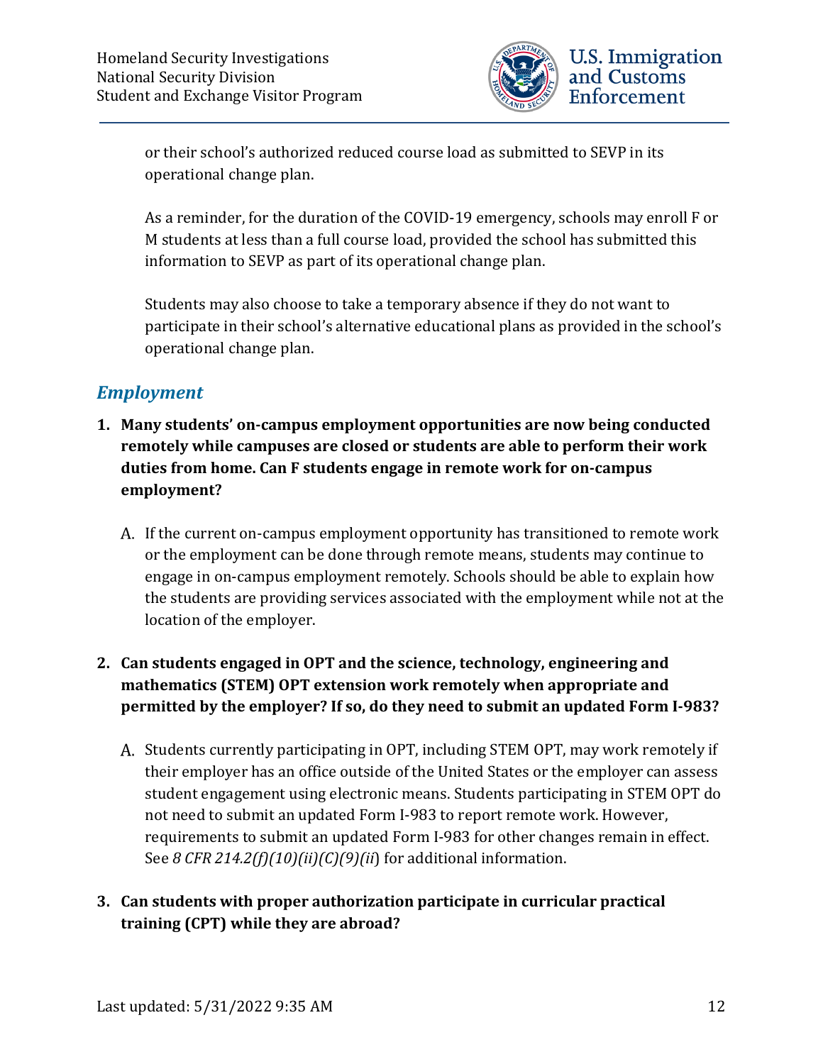or their school's authorized reduced course load as submitted to SEVP in its operational change plan.

As a reminder, for the duration of the COVID-19 emergency, schools may enroll F or M students at less than a full course load, provided the school has submitted this information to SEVP as part of its operational change plan.

Students may also choose to take a temporary absence if they do not want to participate in their school's alternative educational plans as provided in the school's operational change plan.

## *Employment*

1. **Many students' on-campus employment opportunities are now being conducted remotely while campuses are closed or students are able to perform their work duties from home. Can F students engage in remote work for on-campus employment?**

   A. If the current on-campus employment opportunity has transitioned to remote work or the employment can be done through remote means, students may continue to engage in on-campus employment remotely. Schools should be able to explain how the students are providing services associated with the employment while not at the location of the employer.

2. **Can students engaged in OPT and the science, technology, engineering and mathematics (STEM) OPT extension work remotely when appropriate and permitted by the employer? If so, do they need to submit an updated Form I-983?**

   A. Students currently participating in OPT, including STEM OPT, may work remotely if their employer has an office outside of the United States or the employer can assess student engagement using electronic means. Students participating in STEM OPT do not need to submit an updated Form I-983 to report remote work. However, requirements to submit an updated Form I-983 for other changes remain in effect. See *8 CFR 214.2(f)(10)(ii)(C)(9)(ii*) for additional information.

3. **Can students with proper authorization participate in curricular practical training (CPT) while they are abroad?**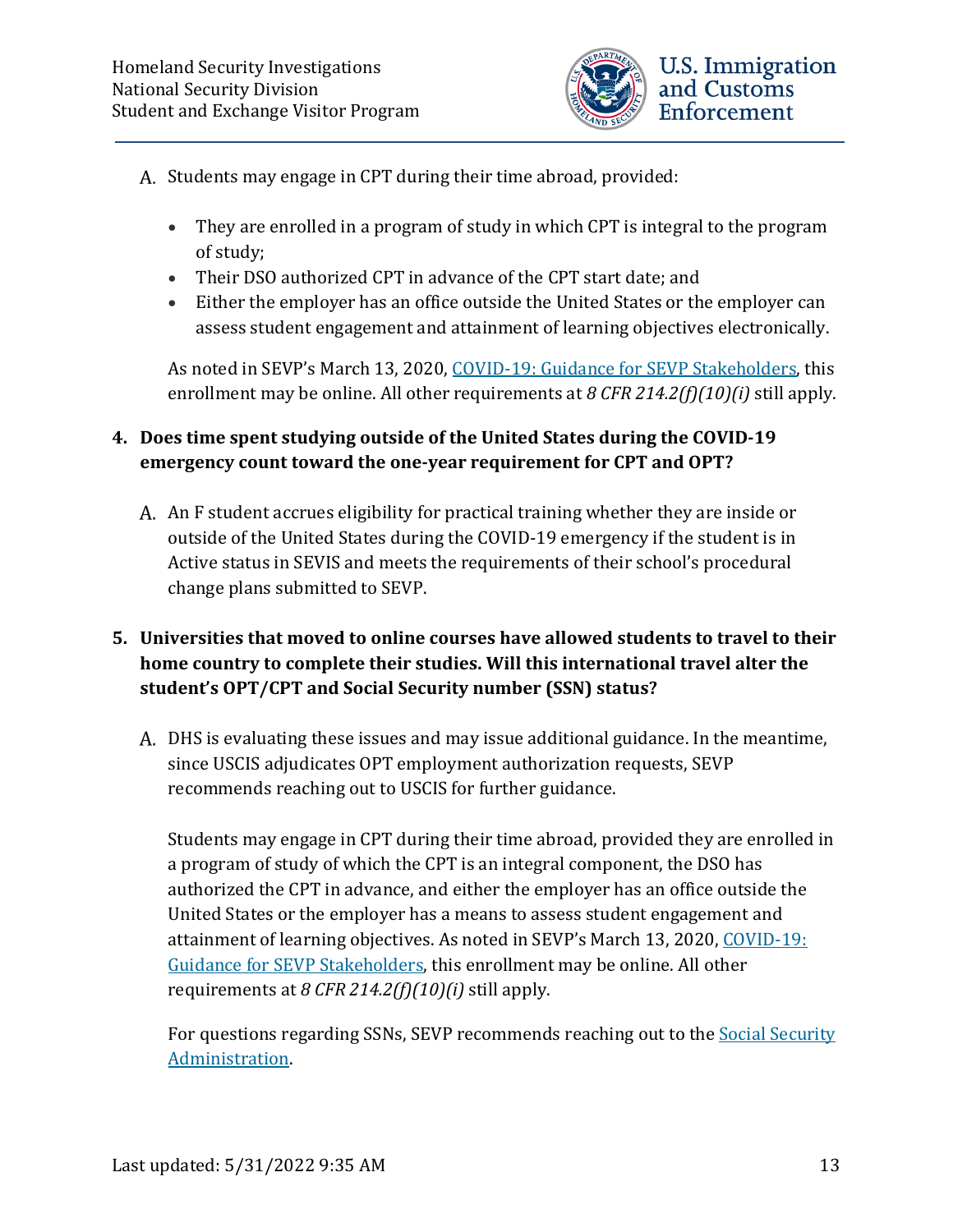A. Students may engage in CPT during their time abroad, provided:

- They are enrolled in a program of study in which CPT is integral to the program of study;
- Their DSO authorized CPT in advance of the CPT start date; and
- Either the employer has an office outside the United States or the employer can assess student engagement and attainment of learning objectives electronically.

As noted in SEVP's March 13, 2020, [COVID-19: Guidance for SEVP Stakeholders](), this enrollment may be online. All other requirements at *8 CFR 214.2(f)(10)(i)* still apply.

**4. Does time spent studying outside of the United States during the COVID-19 emergency count toward the one-year requirement for CPT and OPT?**

A. An F student accrues eligibility for practical training whether they are inside or outside of the United States during the COVID-19 emergency if the student is in Active status in SEVIS and meets the requirements of their school's procedural change plans submitted to SEVP.

**5. Universities that moved to online courses have allowed students to travel to their home country to complete their studies. Will this international travel alter the student's OPT/CPT and Social Security number (SSN) status?**

A. DHS is evaluating these issues and may issue additional guidance. In the meantime, since USCIS adjudicates OPT employment authorization requests, SEVP recommends reaching out to USCIS for further guidance.

Students may engage in CPT during their time abroad, provided they are enrolled in a program of study of which the CPT is an integral component, the DSO has authorized the CPT in advance, and either the employer has an office outside the United States or the employer has a means to assess student engagement and attainment of learning objectives. As noted in SEVP's March 13, 2020, [COVID-19: Guidance for SEVP Stakeholders](), this enrollment may be online. All other requirements at *8 CFR 214.2(f)(10)(i)* still apply.

For questions regarding SSNs, SEVP recommends reaching out to the [Social Security Administration]().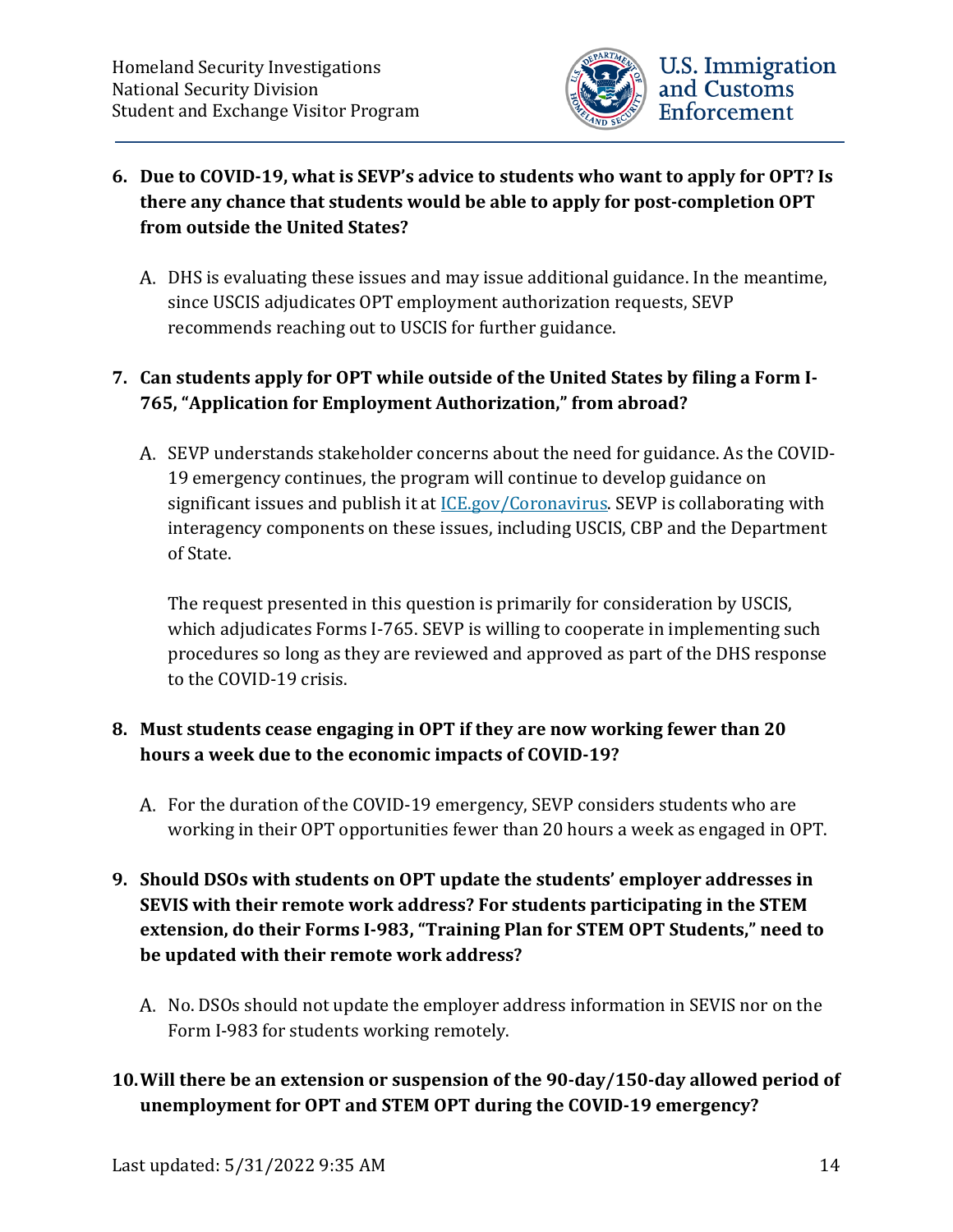**6. Due to COVID-19, what is SEVP's advice to students who want to apply for OPT? Is there any chance that students would be able to apply for post-completion OPT from outside the United States?**

A. DHS is evaluating these issues and may issue additional guidance. In the meantime, since USCIS adjudicates OPT employment authorization requests, SEVP recommends reaching out to USCIS for further guidance.

**7. Can students apply for OPT while outside of the United States by filing a Form I-765, "Application for Employment Authorization," from abroad?**

A. SEVP understands stakeholder concerns about the need for guidance. As the COVID-19 emergency continues, the program will continue to develop guidance on significant issues and publish it at [ICE.gov/Coronavirus](ICE.gov/Coronavirus). SEVP is collaborating with interagency components on these issues, including USCIS, CBP and the Department of State.

The request presented in this question is primarily for consideration by USCIS, which adjudicates Forms I-765. SEVP is willing to cooperate in implementing such procedures so long as they are reviewed and approved as part of the DHS response to the COVID-19 crisis.

**8. Must students cease engaging in OPT if they are now working fewer than 20 hours a week due to the economic impacts of COVID-19?**

A. For the duration of the COVID-19 emergency, SEVP considers students who are working in their OPT opportunities fewer than 20 hours a week as engaged in OPT.

**9. Should DSOs with students on OPT update the students' employer addresses in SEVIS with their remote work address? For students participating in the STEM extension, do their Forms I-983, "Training Plan for STEM OPT Students," need to be updated with their remote work address?**

A. No. DSOs should not update the employer address information in SEVIS nor on the Form I-983 for students working remotely.

**10. Will there be an extension or suspension of the 90-day/150-day allowed period of unemployment for OPT and STEM OPT during the COVID-19 emergency?**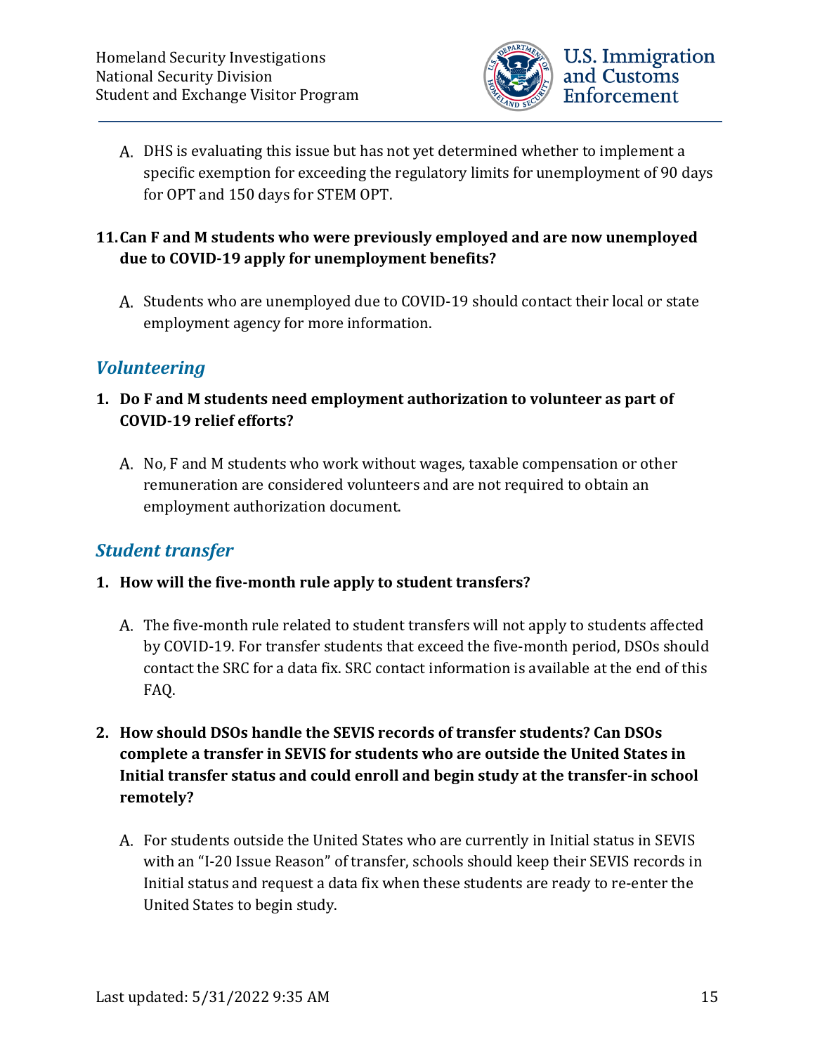A. DHS is evaluating this issue but has not yet determined whether to implement a specific exemption for exceeding the regulatory limits for unemployment of 90 days for OPT and 150 days for STEM OPT.

**11. Can F and M students who were previously employed and are now unemployed due to COVID-19 apply for unemployment benefits?**

A. Students who are unemployed due to COVID-19 should contact their local or state employment agency for more information.

## *Volunteering*

**1. Do F and M students need employment authorization to volunteer as part of COVID-19 relief efforts?**

A. No, F and M students who work without wages, taxable compensation or other remuneration are considered volunteers and are not required to obtain an employment authorization document.

## *Student transfer*

**1. How will the five-month rule apply to student transfers?**

A. The five-month rule related to student transfers will not apply to students affected by COVID-19. For transfer students that exceed the five-month period, DSOs should contact the SRC for a data fix. SRC contact information is available at the end of this FAQ.

**2. How should DSOs handle the SEVIS records of transfer students? Can DSOs complete a transfer in SEVIS for students who are outside the United States in Initial transfer status and could enroll and begin study at the transfer-in school remotely?**

A. For students outside the United States who are currently in Initial status in SEVIS with an "I-20 Issue Reason" of transfer, schools should keep their SEVIS records in Initial status and request a data fix when these students are ready to re-enter the United States to begin study.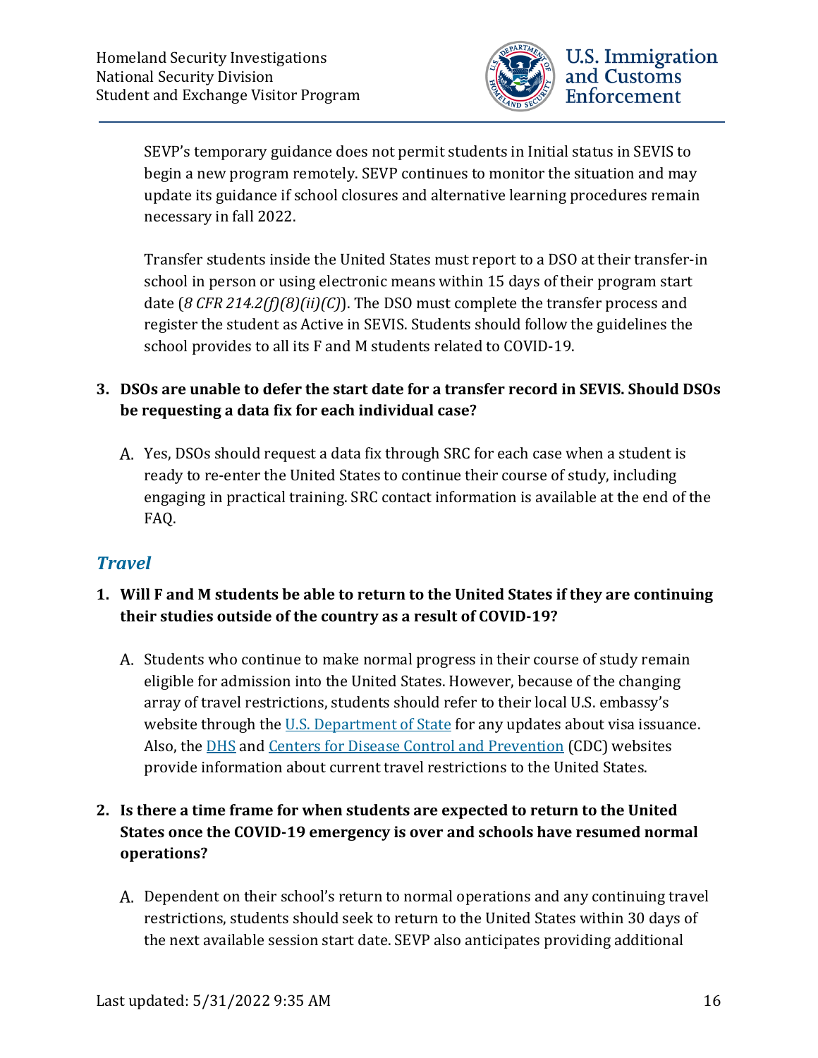SEVP's temporary guidance does not permit students in Initial status in SEVIS to begin a new program remotely. SEVP continues to monitor the situation and may update its guidance if school closures and alternative learning procedures remain necessary in fall 2022.

Transfer students inside the United States must report to a DSO at their transfer-in school in person or using electronic means within 15 days of their program start date (*8 CFR 214.2(f)(8)(ii)(C)*). The DSO must complete the transfer process and register the student as Active in SEVIS. Students should follow the guidelines the school provides to all its F and M students related to COVID-19.

**3. DSOs are unable to defer the start date for a transfer record in SEVIS. Should DSOs be requesting a data fix for each individual case?**

A. Yes, DSOs should request a data fix through SRC for each case when a student is ready to re-enter the United States to continue their course of study, including engaging in practical training. SRC contact information is available at the end of the FAQ.

## *Travel*

**1. Will F and M students be able to return to the United States if they are continuing their studies outside of the country as a result of COVID-19?**

A. Students who continue to make normal progress in their course of study remain eligible for admission into the United States. However, because of the changing array of travel restrictions, students should refer to their local U.S. embassy's website through the U.S. Department of State for any updates about visa issuance. Also, the DHS and Centers for Disease Control and Prevention (CDC) websites provide information about current travel restrictions to the United States.

**2. Is there a time frame for when students are expected to return to the United States once the COVID-19 emergency is over and schools have resumed normal operations?**

A. Dependent on their school's return to normal operations and any continuing travel restrictions, students should seek to return to the United States within 30 days of the next available session start date. SEVP also anticipates providing additional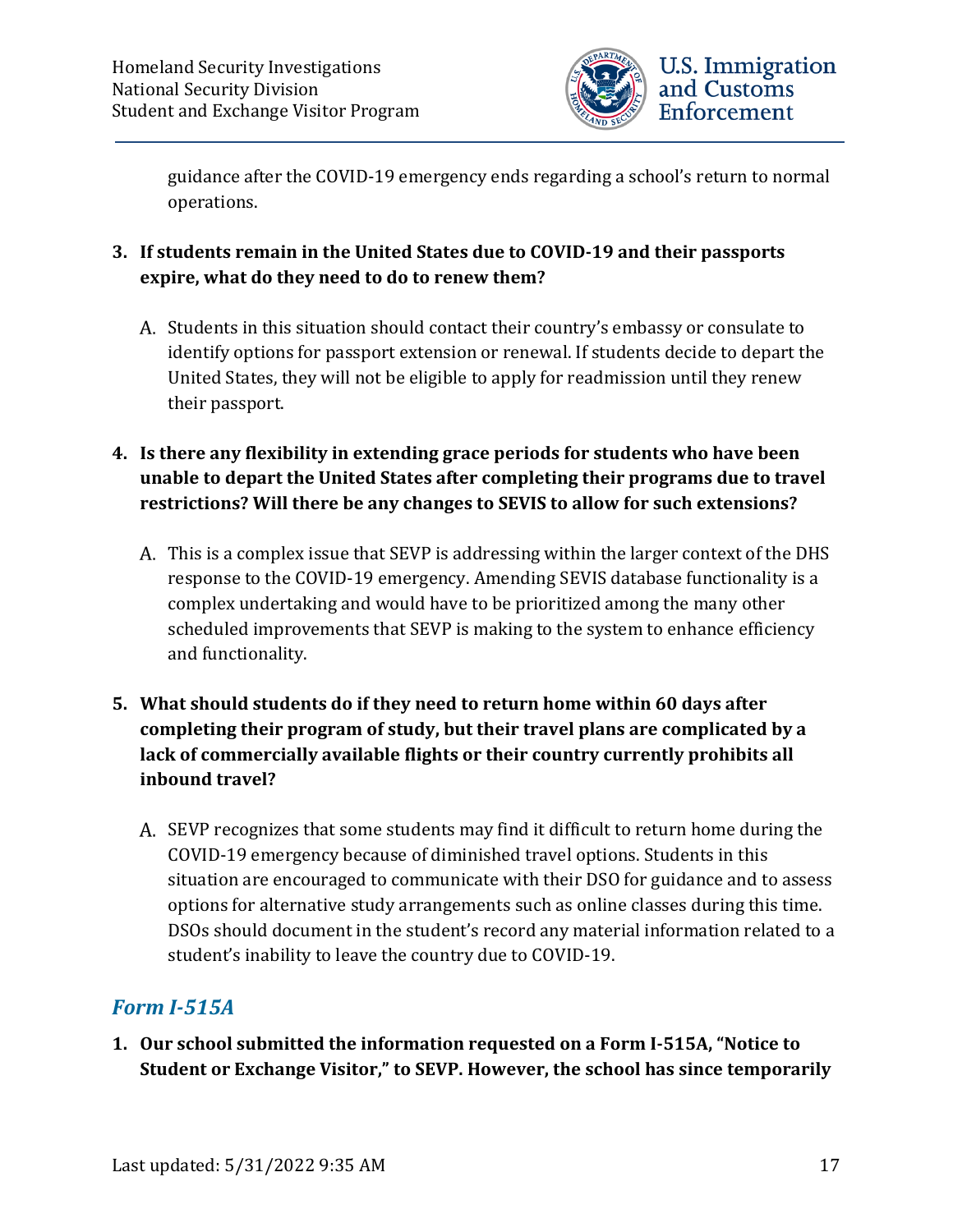guidance after the COVID-19 emergency ends regarding a school's return to normal operations.

3. **If students remain in the United States due to COVID-19 and their passports expire, what do they need to do to renew them?**

   A. Students in this situation should contact their country's embassy or consulate to identify options for passport extension or renewal. If students decide to depart the United States, they will not be eligible to apply for readmission until they renew their passport.

4. **Is there any flexibility in extending grace periods for students who have been unable to depart the United States after completing their programs due to travel restrictions? Will there be any changes to SEVIS to allow for such extensions?**

   A. This is a complex issue that SEVP is addressing within the larger context of the DHS response to the COVID-19 emergency. Amending SEVIS database functionality is a complex undertaking and would have to be prioritized among the many other scheduled improvements that SEVP is making to the system to enhance efficiency and functionality.

5. **What should students do if they need to return home within 60 days after completing their program of study, but their travel plans are complicated by a lack of commercially available flights or their country currently prohibits all inbound travel?**

   A. SEVP recognizes that some students may find it difficult to return home during the COVID-19 emergency because of diminished travel options. Students in this situation are encouraged to communicate with their DSO for guidance and to assess options for alternative study arrangements such as online classes during this time. DSOs should document in the student's record any material information related to a student's inability to leave the country due to COVID-19.

## *Form I-515A*

1. **Our school submitted the information requested on a Form I-515A, "Notice to Student or Exchange Visitor," to SEVP. However, the school has since temporarily**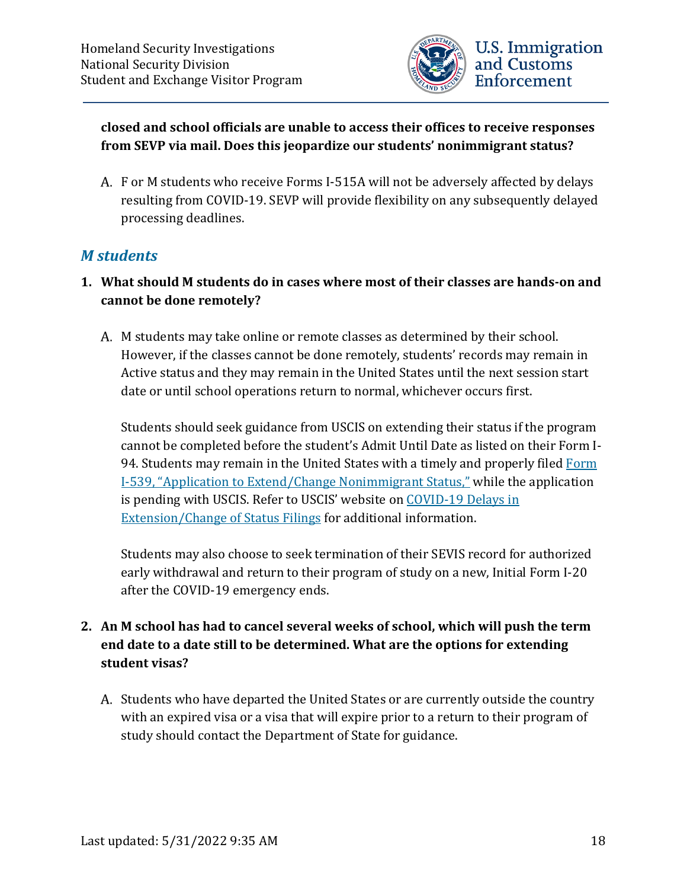**closed and school officials are unable to access their offices to receive responses from SEVP via mail. Does this jeopardize our students' nonimmigrant status?**

A. F or M students who receive Forms I-515A will not be adversely affected by delays resulting from COVID-19. SEVP will provide flexibility on any subsequently delayed processing deadlines.

## *M students*

1. **What should M students do in cases where most of their classes are hands-on and cannot be done remotely?**

   A. M students may take online or remote classes as determined by their school. However, if the classes cannot be done remotely, students' records may remain in Active status and they may remain in the United States until the next session start date or until school operations return to normal, whichever occurs first.

   Students should seek guidance from USCIS on extending their status if the program cannot be completed before the student's Admit Until Date as listed on their Form I-94. Students may remain in the United States with a timely and properly filed Form I-539, "Application to Extend/Change Nonimmigrant Status," while the application is pending with USCIS. Refer to USCIS' website on COVID-19 Delays in Extension/Change of Status Filings for additional information.

   Students may also choose to seek termination of their SEVIS record for authorized early withdrawal and return to their program of study on a new, Initial Form I-20 after the COVID-19 emergency ends.

2. **An M school has had to cancel several weeks of school, which will push the term end date to a date still to be determined. What are the options for extending student visas?**

   A. Students who have departed the United States or are currently outside the country with an expired visa or a visa that will expire prior to a return to their program of study should contact the Department of State for guidance.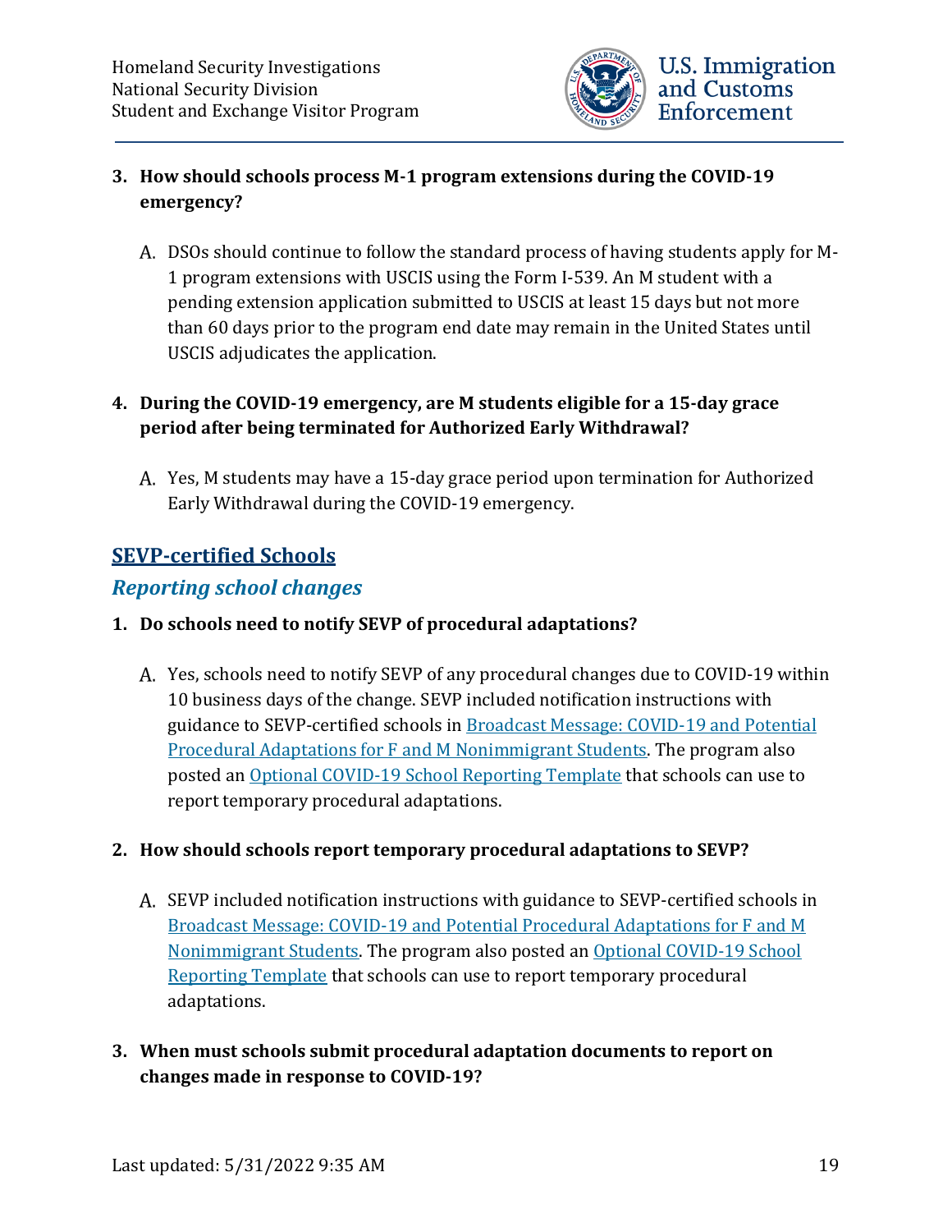3. **How should schools process M-1 program extensions during the COVID-19 emergency?**

   A. DSOs should continue to follow the standard process of having students apply for M-1 program extensions with USCIS using the Form I-539. An M student with a pending extension application submitted to USCIS at least 15 days but not more than 60 days prior to the program end date may remain in the United States until USCIS adjudicates the application.

4. **During the COVID-19 emergency, are M students eligible for a 15-day grace period after being terminated for Authorized Early Withdrawal?**

   A. Yes, M students may have a 15-day grace period upon termination for Authorized Early Withdrawal during the COVID-19 emergency.

## SEVP-certified Schools

### *Reporting school changes*

1. **Do schools need to notify SEVP of procedural adaptations?**

   A. Yes, schools need to notify SEVP of any procedural changes due to COVID-19 within 10 business days of the change. SEVP included notification instructions with guidance to SEVP-certified schools in Broadcast Message: COVID-19 and Potential Procedural Adaptations for F and M Nonimmigrant Students. The program also posted an Optional COVID-19 School Reporting Template that schools can use to report temporary procedural adaptations.

2. **How should schools report temporary procedural adaptations to SEVP?**

   A. SEVP included notification instructions with guidance to SEVP-certified schools in Broadcast Message: COVID-19 and Potential Procedural Adaptations for F and M Nonimmigrant Students. The program also posted an Optional COVID-19 School Reporting Template that schools can use to report temporary procedural adaptations.

3. **When must schools submit procedural adaptation documents to report on changes made in response to COVID-19?**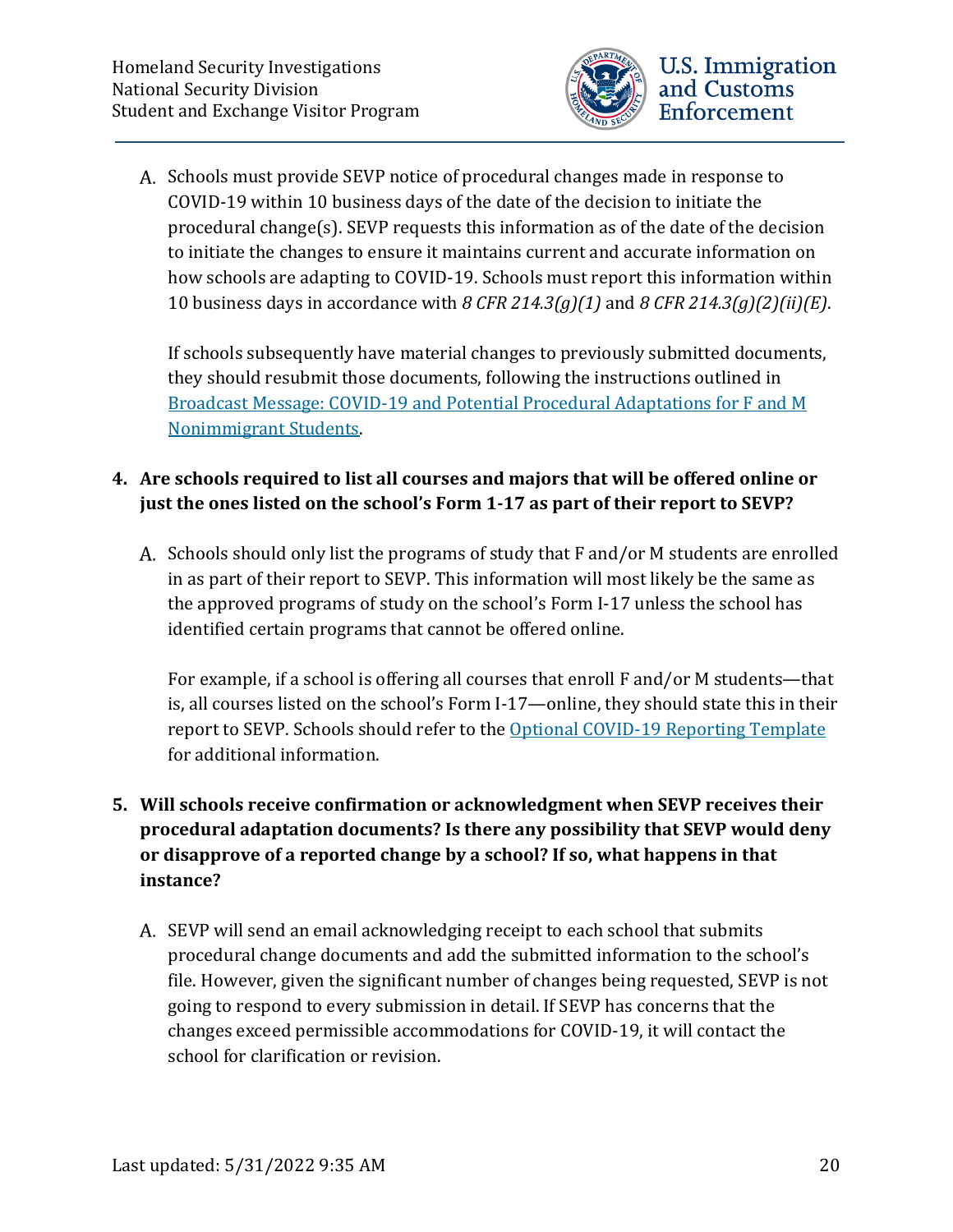A. Schools must provide SEVP notice of procedural changes made in response to COVID-19 within 10 business days of the date of the decision to initiate the procedural change(s). SEVP requests this information as of the date of the decision to initiate the changes to ensure it maintains current and accurate information on how schools are adapting to COVID-19. Schools must report this information within 10 business days in accordance with *8 CFR 214.3(g)(1)* and *8 CFR 214.3(g)(2)(ii)(E)*.

If schools subsequently have material changes to previously submitted documents, they should resubmit those documents, following the instructions outlined in Broadcast Message: COVID-19 and Potential Procedural Adaptations for F and M Nonimmigrant Students.

**4. Are schools required to list all courses and majors that will be offered online or just the ones listed on the school's Form 1-17 as part of their report to SEVP?**

A. Schools should only list the programs of study that F and/or M students are enrolled in as part of their report to SEVP. This information will most likely be the same as the approved programs of study on the school's Form I-17 unless the school has identified certain programs that cannot be offered online.

For example, if a school is offering all courses that enroll F and/or M students—that is, all courses listed on the school's Form I-17—online, they should state this in their report to SEVP. Schools should refer to the Optional COVID-19 Reporting Template for additional information.

**5. Will schools receive confirmation or acknowledgment when SEVP receives their procedural adaptation documents? Is there any possibility that SEVP would deny or disapprove of a reported change by a school? If so, what happens in that instance?**

A. SEVP will send an email acknowledging receipt to each school that submits procedural change documents and add the submitted information to the school's file. However, given the significant number of changes being requested, SEVP is not going to respond to every submission in detail. If SEVP has concerns that the changes exceed permissible accommodations for COVID-19, it will contact the school for clarification or revision.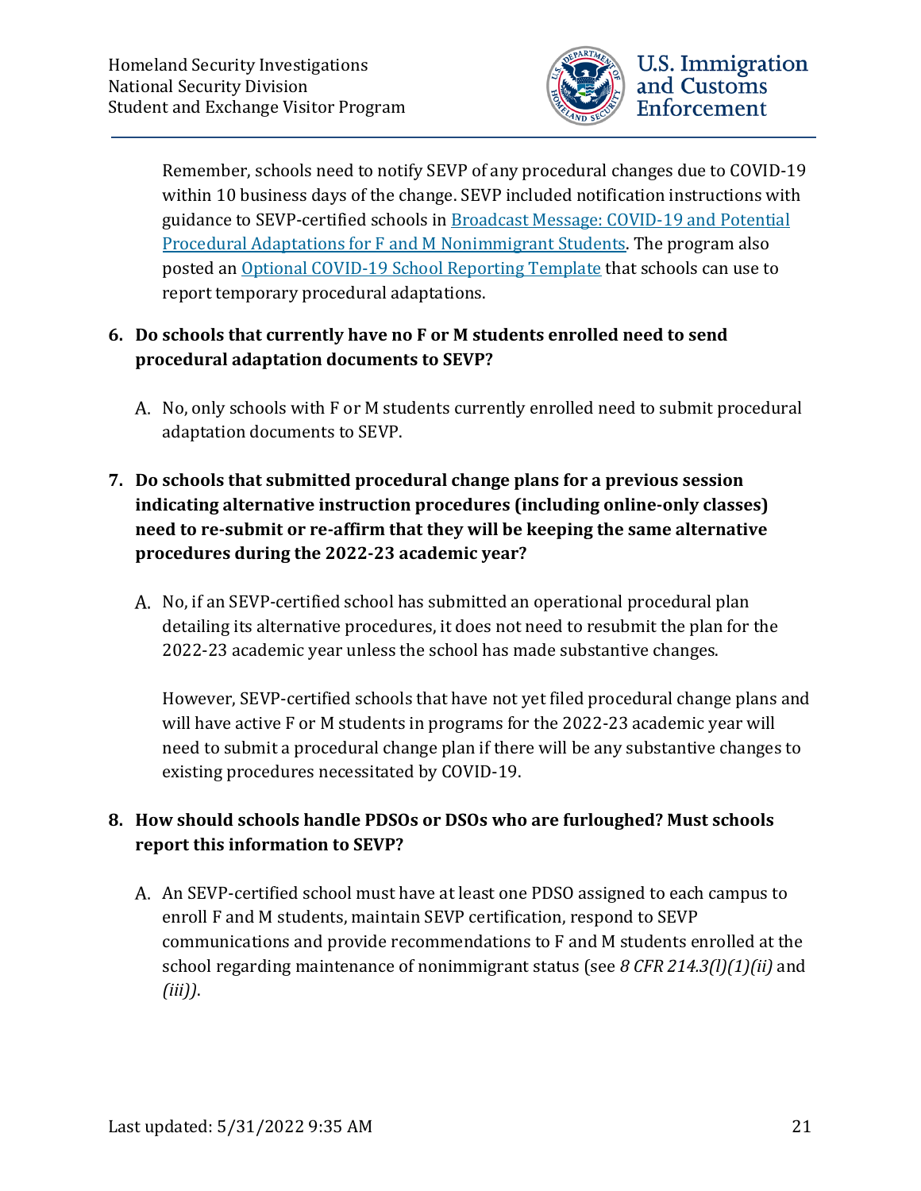Remember, schools need to notify SEVP of any procedural changes due to COVID-19 within 10 business days of the change. SEVP included notification instructions with guidance to SEVP-certified schools in [Broadcast Message: COVID-19 and Potential Procedural Adaptations for F and M Nonimmigrant Students](). The program also posted an [Optional COVID-19 School Reporting Template]() that schools can use to report temporary procedural adaptations.

6. **Do schools that currently have no F or M students enrolled need to send procedural adaptation documents to SEVP?**

   A. No, only schools with F or M students currently enrolled need to submit procedural adaptation documents to SEVP.

7. **Do schools that submitted procedural change plans for a previous session indicating alternative instruction procedures (including online-only classes) need to re-submit or re-affirm that they will be keeping the same alternative procedures during the 2022-23 academic year?**

   A. No, if an SEVP-certified school has submitted an operational procedural plan detailing its alternative procedures, it does not need to resubmit the plan for the 2022-23 academic year unless the school has made substantive changes.

   However, SEVP-certified schools that have not yet filed procedural change plans and will have active F or M students in programs for the 2022-23 academic year will need to submit a procedural change plan if there will be any substantive changes to existing procedures necessitated by COVID-19.

8. **How should schools handle PDSOs or DSOs who are furloughed? Must schools report this information to SEVP?**

   A. An SEVP-certified school must have at least one PDSO assigned to each campus to enroll F and M students, maintain SEVP certification, respond to SEVP communications and provide recommendations to F and M students enrolled at the school regarding maintenance of nonimmigrant status (see *8 CFR 214.3(l)(1)(ii)* and *(iii))*.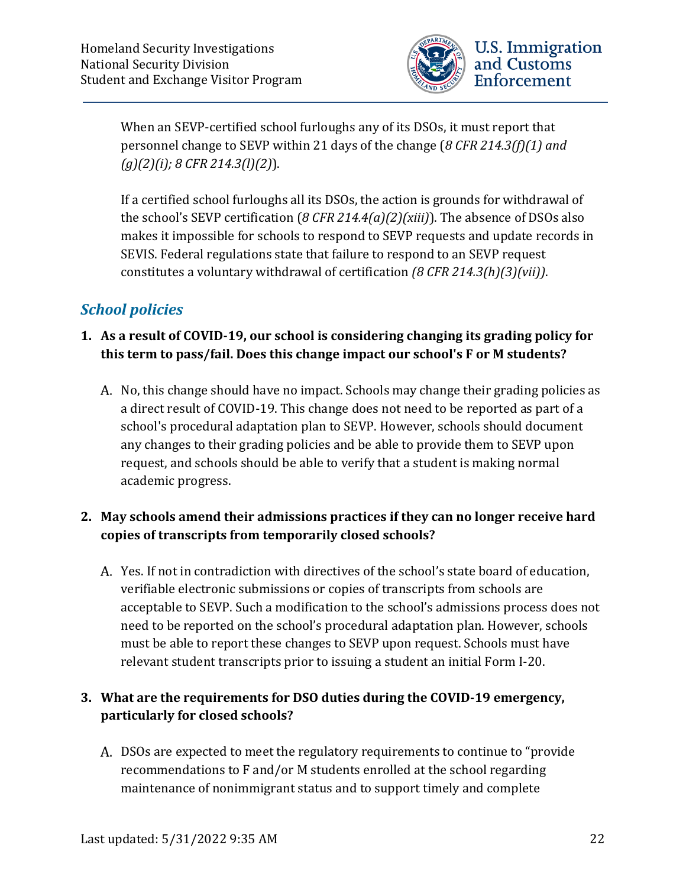When an SEVP-certified school furloughs any of its DSOs, it must report that personnel change to SEVP within 21 days of the change (*8 CFR 214.3(f)(1) and (g)(2)(i); 8 CFR 214.3(l)(2)*).

If a certified school furloughs all its DSOs, the action is grounds for withdrawal of the school's SEVP certification (*8 CFR 214.4(a)(2)(xiii)*). The absence of DSOs also makes it impossible for schools to respond to SEVP requests and update records in SEVIS. Federal regulations state that failure to respond to an SEVP request constitutes a voluntary withdrawal of certification *(8 CFR 214.3(h)(3)(vii))*.

## *School policies*

1. **As a result of COVID-19, our school is considering changing its grading policy for this term to pass/fail. Does this change impact our school's F or M students?**

   A. No, this change should have no impact. Schools may change their grading policies as a direct result of COVID-19. This change does not need to be reported as part of a school's procedural adaptation plan to SEVP. However, schools should document any changes to their grading policies and be able to provide them to SEVP upon request, and schools should be able to verify that a student is making normal academic progress.

2. **May schools amend their admissions practices if they can no longer receive hard copies of transcripts from temporarily closed schools?**

   A. Yes. If not in contradiction with directives of the school's state board of education, verifiable electronic submissions or copies of transcripts from schools are acceptable to SEVP. Such a modification to the school's admissions process does not need to be reported on the school's procedural adaptation plan. However, schools must be able to report these changes to SEVP upon request. Schools must have relevant student transcripts prior to issuing a student an initial Form I-20.

3. **What are the requirements for DSO duties during the COVID-19 emergency, particularly for closed schools?**

   A. DSOs are expected to meet the regulatory requirements to continue to "provide recommendations to F and/or M students enrolled at the school regarding maintenance of nonimmigrant status and to support timely and complete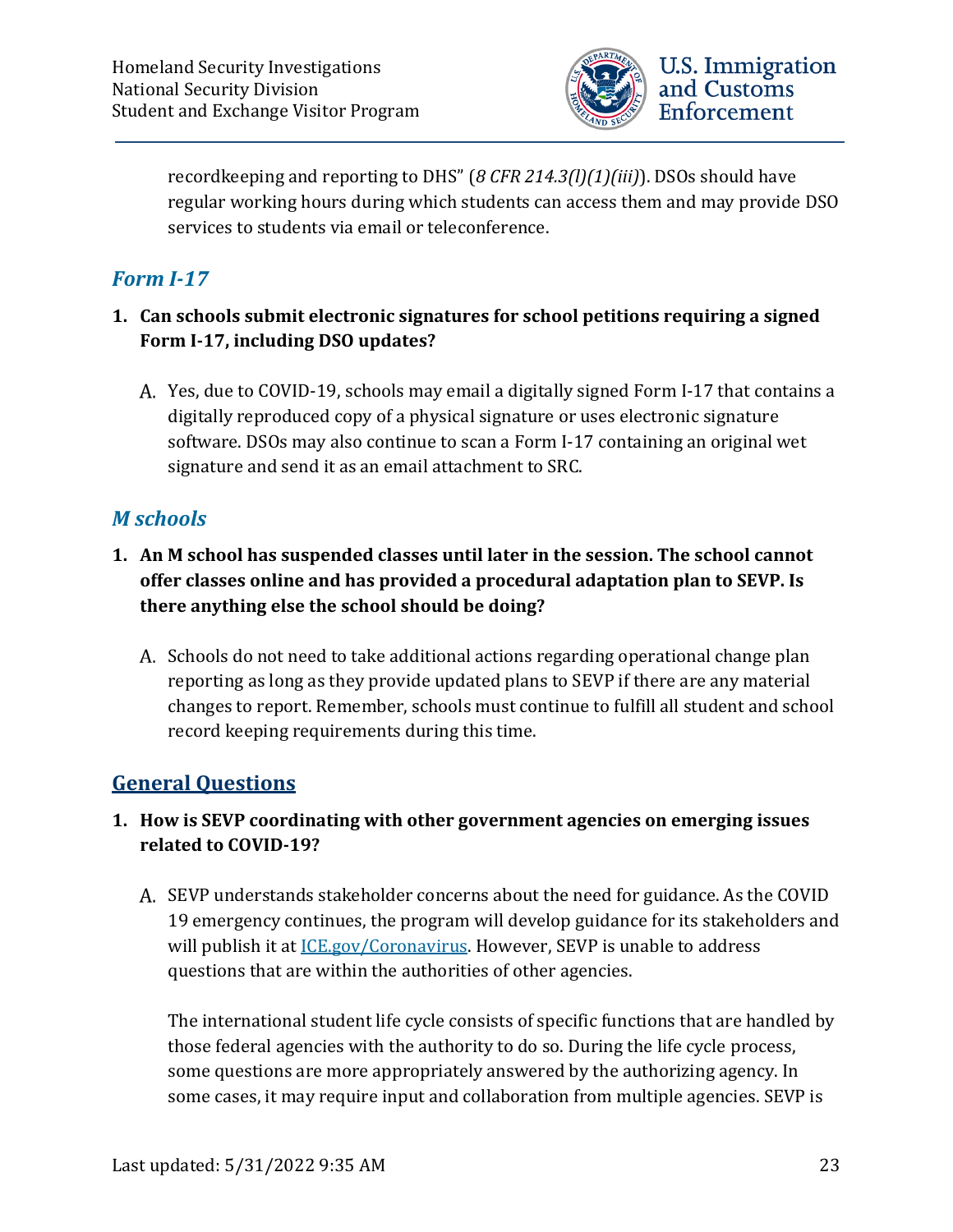recordkeeping and reporting to DHS" (*8 CFR 214.3(l)(1)(iii)*). DSOs should have regular working hours during which students can access them and may provide DSO services to students via email or teleconference.

## *Form I-17*

**1. Can schools submit electronic signatures for school petitions requiring a signed Form I-17, including DSO updates?**

A. Yes, due to COVID-19, schools may email a digitally signed Form I-17 that contains a digitally reproduced copy of a physical signature or uses electronic signature software. DSOs may also continue to scan a Form I-17 containing an original wet signature and send it as an email attachment to SRC.

## *M schools*

**1. An M school has suspended classes until later in the session. The school cannot offer classes online and has provided a procedural adaptation plan to SEVP. Is there anything else the school should be doing?**

A. Schools do not need to take additional actions regarding operational change plan reporting as long as they provide updated plans to SEVP if there are any material changes to report. Remember, schools must continue to fulfill all student and school record keeping requirements during this time.

## General Questions

**1. How is SEVP coordinating with other government agencies on emerging issues related to COVID-19?**

A. SEVP understands stakeholder concerns about the need for guidance. As the COVID 19 emergency continues, the program will develop guidance for its stakeholders and will publish it at ICE.gov/Coronavirus. However, SEVP is unable to address questions that are within the authorities of other agencies.

The international student life cycle consists of specific functions that are handled by those federal agencies with the authority to do so. During the life cycle process, some questions are more appropriately answered by the authorizing agency. In some cases, it may require input and collaboration from multiple agencies. SEVP is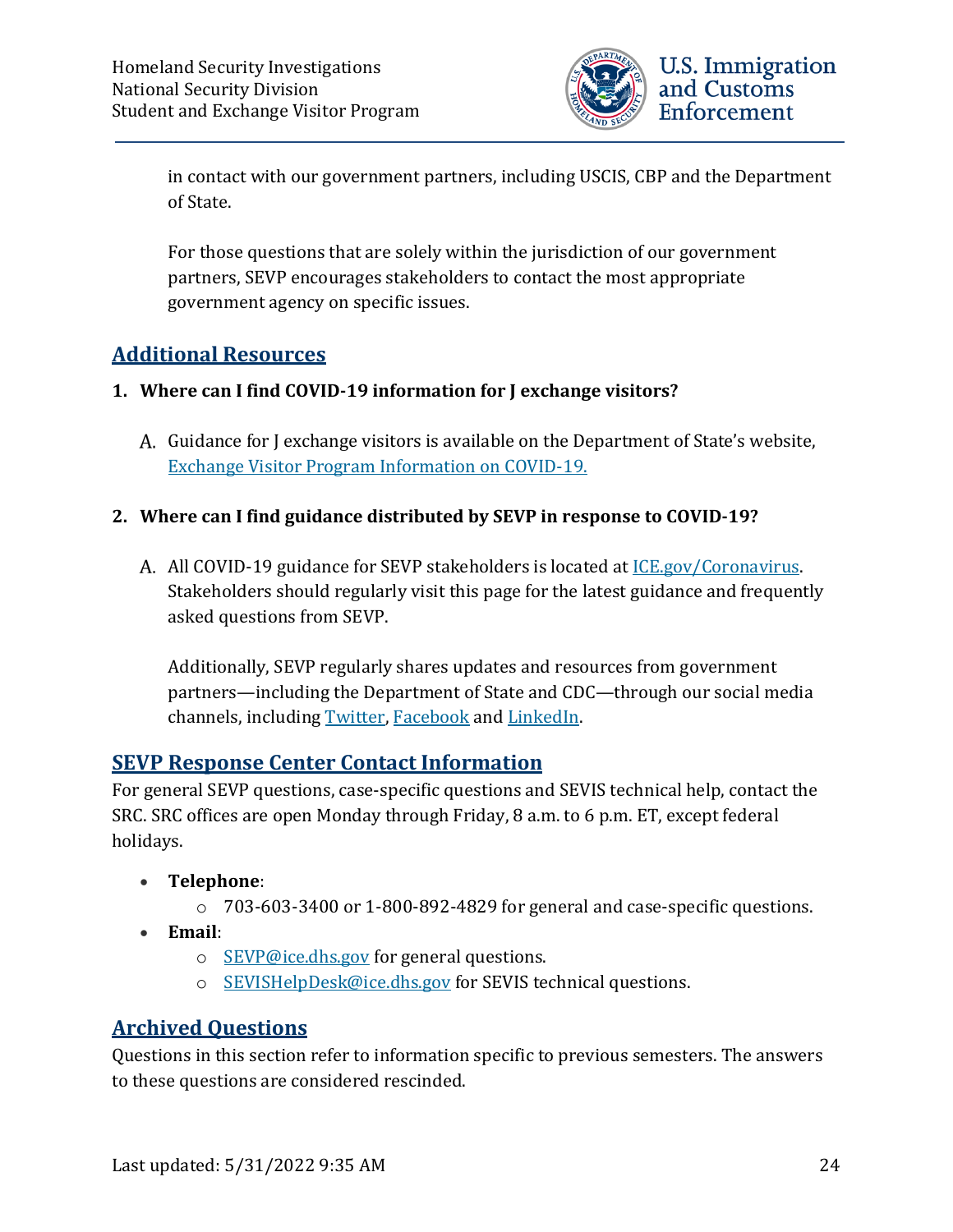in contact with our government partners, including USCIS, CBP and the Department of State.

For those questions that are solely within the jurisdiction of our government partners, SEVP encourages stakeholders to contact the most appropriate government agency on specific issues.

## Additional Resources

**1. Where can I find COVID-19 information for J exchange visitors?**

A. Guidance for J exchange visitors is available on the Department of State's website, [Exchange Visitor Program Information on COVID-19.]()

**2. Where can I find guidance distributed by SEVP in response to COVID-19?**

A. All COVID-19 guidance for SEVP stakeholders is located at [ICE.gov/Coronavirus](). Stakeholders should regularly visit this page for the latest guidance and frequently asked questions from SEVP.

Additionally, SEVP regularly shares updates and resources from government partners—including the Department of State and CDC—through our social media channels, including [Twitter](), [Facebook]() and [LinkedIn]().

## SEVP Response Center Contact Information

For general SEVP questions, case-specific questions and SEVIS technical help, contact the SRC. SRC offices are open Monday through Friday, 8 a.m. to 6 p.m. ET, except federal holidays.

- **Telephone**:
  - 703-603-3400 or 1-800-892-4829 for general and case-specific questions.
- **Email**:
  - [SEVP@ice.dhs.gov]() for general questions.
  - [SEVISHelpDesk@ice.dhs.gov]() for SEVIS technical questions.

## Archived Questions

Questions in this section refer to information specific to previous semesters. The answers to these questions are considered rescinded.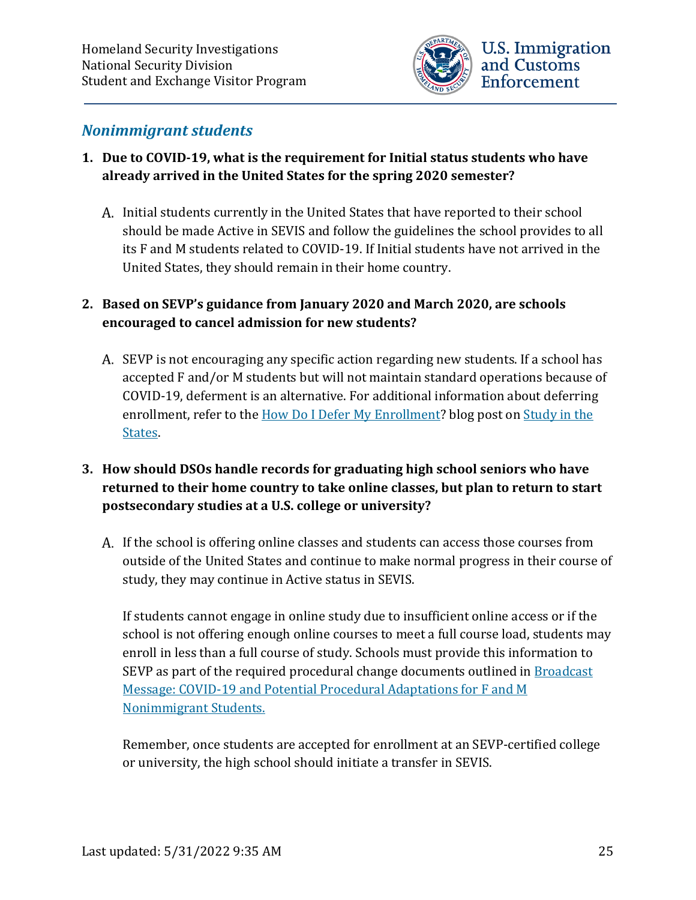## *Nonimmigrant students*

1. **Due to COVID-19, what is the requirement for Initial status students who have already arrived in the United States for the spring 2020 semester?**

   A. Initial students currently in the United States that have reported to their school should be made Active in SEVIS and follow the guidelines the school provides to all its F and M students related to COVID-19. If Initial students have not arrived in the United States, they should remain in their home country.

2. **Based on SEVP's guidance from January 2020 and March 2020, are schools encouraged to cancel admission for new students?**

   A. SEVP is not encouraging any specific action regarding new students. If a school has accepted F and/or M students but will not maintain standard operations because of COVID-19, deferment is an alternative. For additional information about deferring enrollment, refer to the How Do I Defer My Enrollment? blog post on Study in the States.

3. **How should DSOs handle records for graduating high school seniors who have returned to their home country to take online classes, but plan to return to start postsecondary studies at a U.S. college or university?**

   A. If the school is offering online classes and students can access those courses from outside of the United States and continue to make normal progress in their course of study, they may continue in Active status in SEVIS.

   If students cannot engage in online study due to insufficient online access or if the school is not offering enough online courses to meet a full course load, students may enroll in less than a full course of study. Schools must provide this information to SEVP as part of the required procedural change documents outlined in Broadcast Message: COVID-19 and Potential Procedural Adaptations for F and M Nonimmigrant Students.

   Remember, once students are accepted for enrollment at an SEVP-certified college or university, the high school should initiate a transfer in SEVIS.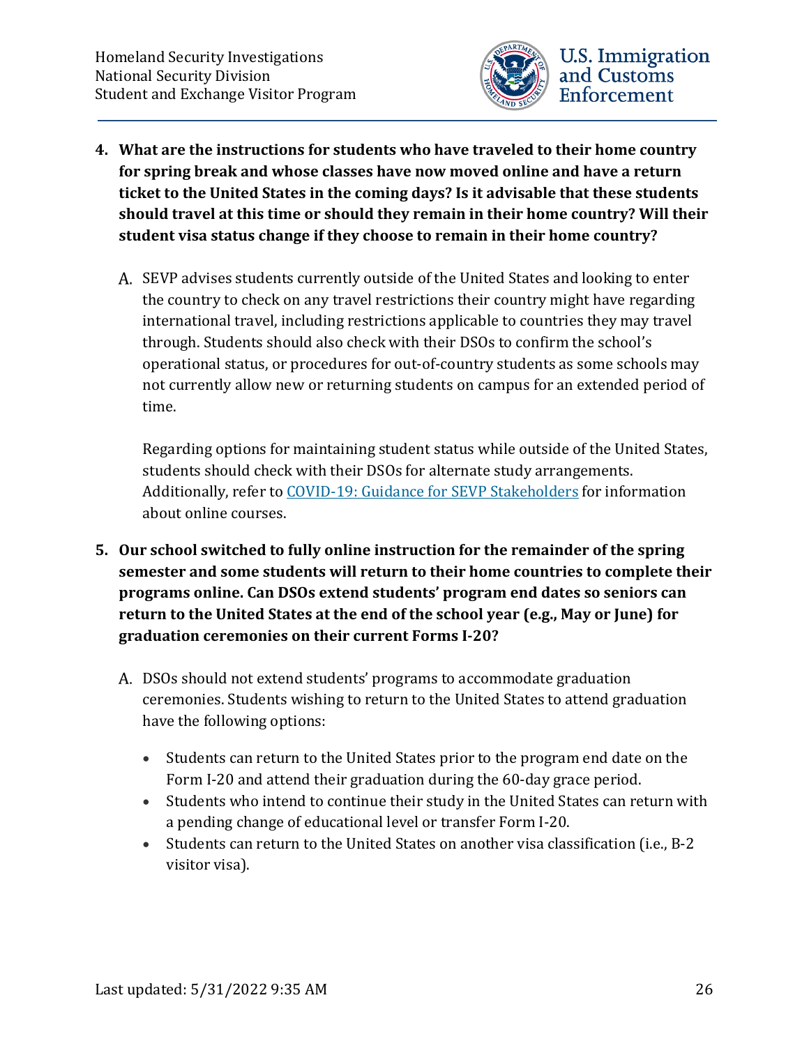4. **What are the instructions for students who have traveled to their home country for spring break and whose classes have now moved online and have a return ticket to the United States in the coming days? Is it advisable that these students should travel at this time or should they remain in their home country? Will their student visa status change if they choose to remain in their home country?**

   A. SEVP advises students currently outside of the United States and looking to enter the country to check on any travel restrictions their country might have regarding international travel, including restrictions applicable to countries they may travel through. Students should also check with their DSOs to confirm the school's operational status, or procedures for out-of-country students as some schools may not currently allow new or returning students on campus for an extended period of time.

   Regarding options for maintaining student status while outside of the United States, students should check with their DSOs for alternate study arrangements. Additionally, refer to COVID-19: Guidance for SEVP Stakeholders for information about online courses.

5. **Our school switched to fully online instruction for the remainder of the spring semester and some students will return to their home countries to complete their programs online. Can DSOs extend students' program end dates so seniors can return to the United States at the end of the school year (e.g., May or June) for graduation ceremonies on their current Forms I-20?**

   A. DSOs should not extend students' programs to accommodate graduation ceremonies. Students wishing to return to the United States to attend graduation have the following options:

   - Students can return to the United States prior to the program end date on the Form I-20 and attend their graduation during the 60-day grace period.
   - Students who intend to continue their study in the United States can return with a pending change of educational level or transfer Form I-20.
   - Students can return to the United States on another visa classification (i.e., B-2 visitor visa).